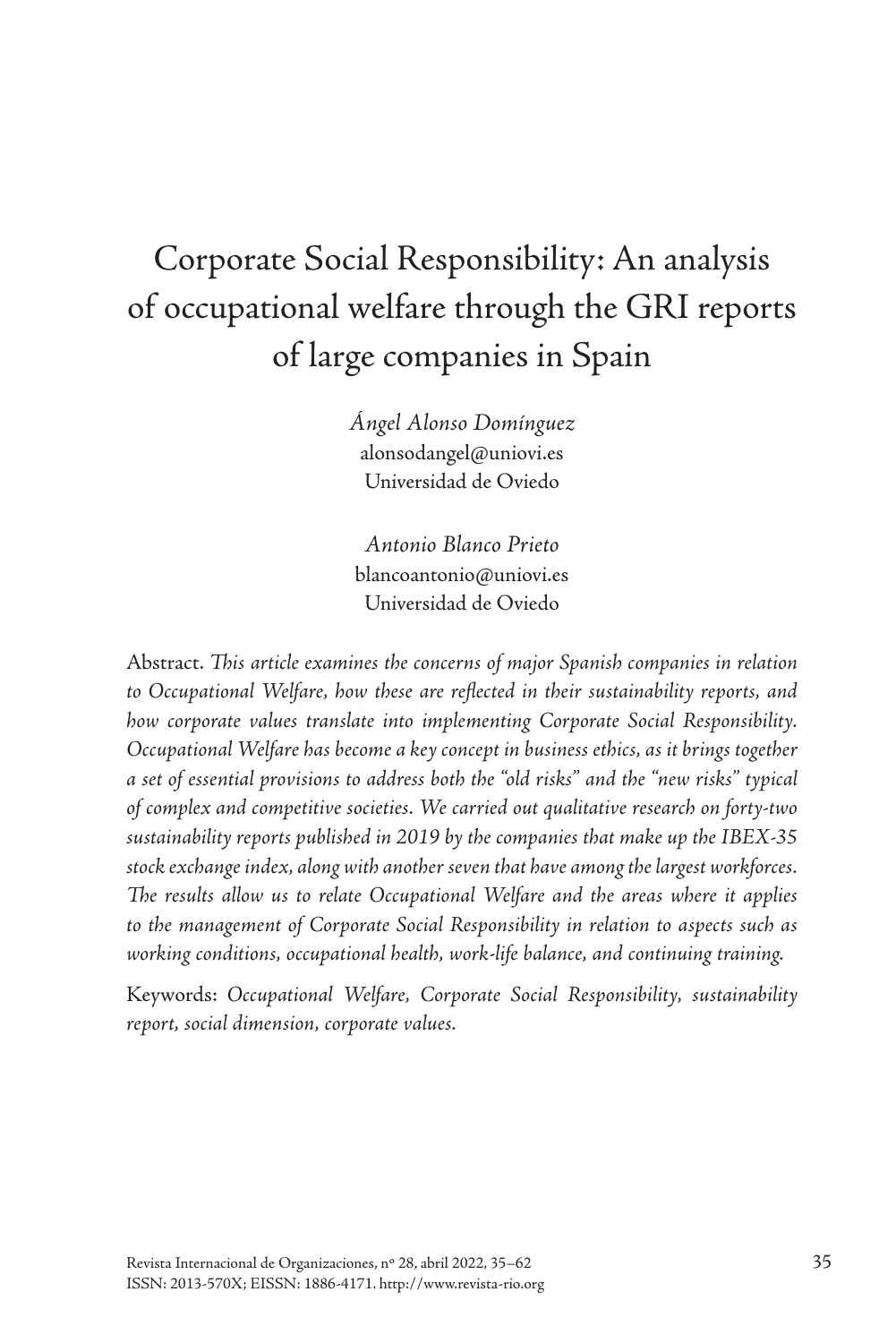# Corporate Social Responsibility: An analysis of occupational welfare through the GRI reports of large companies in Spain

*Ángel Alonso Domínguez*
alonsodangel@uniovi.es
Universidad de Oviedo

*Antonio Blanco Prieto*
blancoantonio@uniovi.es
Universidad de Oviedo

Abstract. *This article examines the concerns of major Spanish companies in relation to Occupational Welfare, how these are reflected in their sustainability reports, and how corporate values translate into implementing Corporate Social Responsibility. Occupational Welfare has become a key concept in business ethics, as it brings together a set of essential provisions to address both the "old risks" and the "new risks" typical of complex and competitive societies. We carried out qualitative research on forty-two sustainability reports published in 2019 by the companies that make up the IBEX-35 stock exchange index, along with another seven that have among the largest workforces. The results allow us to relate Occupational Welfare and the areas where it applies to the management of Corporate Social Responsibility in relation to aspects such as working conditions, occupational health, work-life balance, and continuing training.*

Keywords: *Occupational Welfare, Corporate Social Responsibility, sustainability report, social dimension, corporate values.*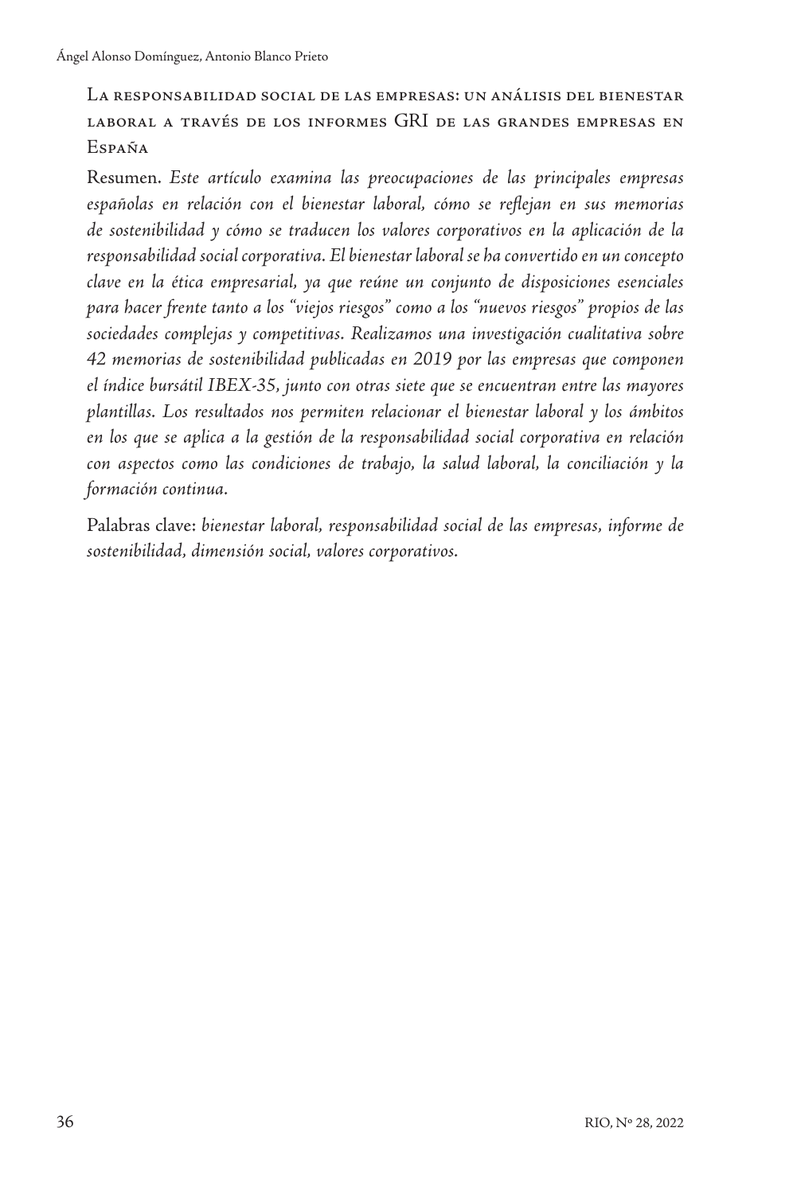## La responsabilidad social de las empresas: un análisis del bienestar laboral a través de los informes GRI de las grandes empresas en España

Resumen. *Este artículo examina las preocupaciones de las principales empresas españolas en relación con el bienestar laboral, cómo se reflejan en sus memorias de sostenibilidad y cómo se traducen los valores corporativos en la aplicación de la responsabilidad social corporativa. El bienestar laboral se ha convertido en un concepto clave en la ética empresarial, ya que reúne un conjunto de disposiciones esenciales para hacer frente tanto a los "viejos riesgos" como a los "nuevos riesgos" propios de las sociedades complejas y competitivas. Realizamos una investigación cualitativa sobre 42 memorias de sostenibilidad publicadas en 2019 por las empresas que componen el índice bursátil IBEX-35, junto con otras siete que se encuentran entre las mayores plantillas. Los resultados nos permiten relacionar el bienestar laboral y los ámbitos en los que se aplica a la gestión de la responsabilidad social corporativa en relación con aspectos como las condiciones de trabajo, la salud laboral, la conciliación y la formación continua.*

Palabras clave: *bienestar laboral, responsabilidad social de las empresas, informe de sostenibilidad, dimensión social, valores corporativos.*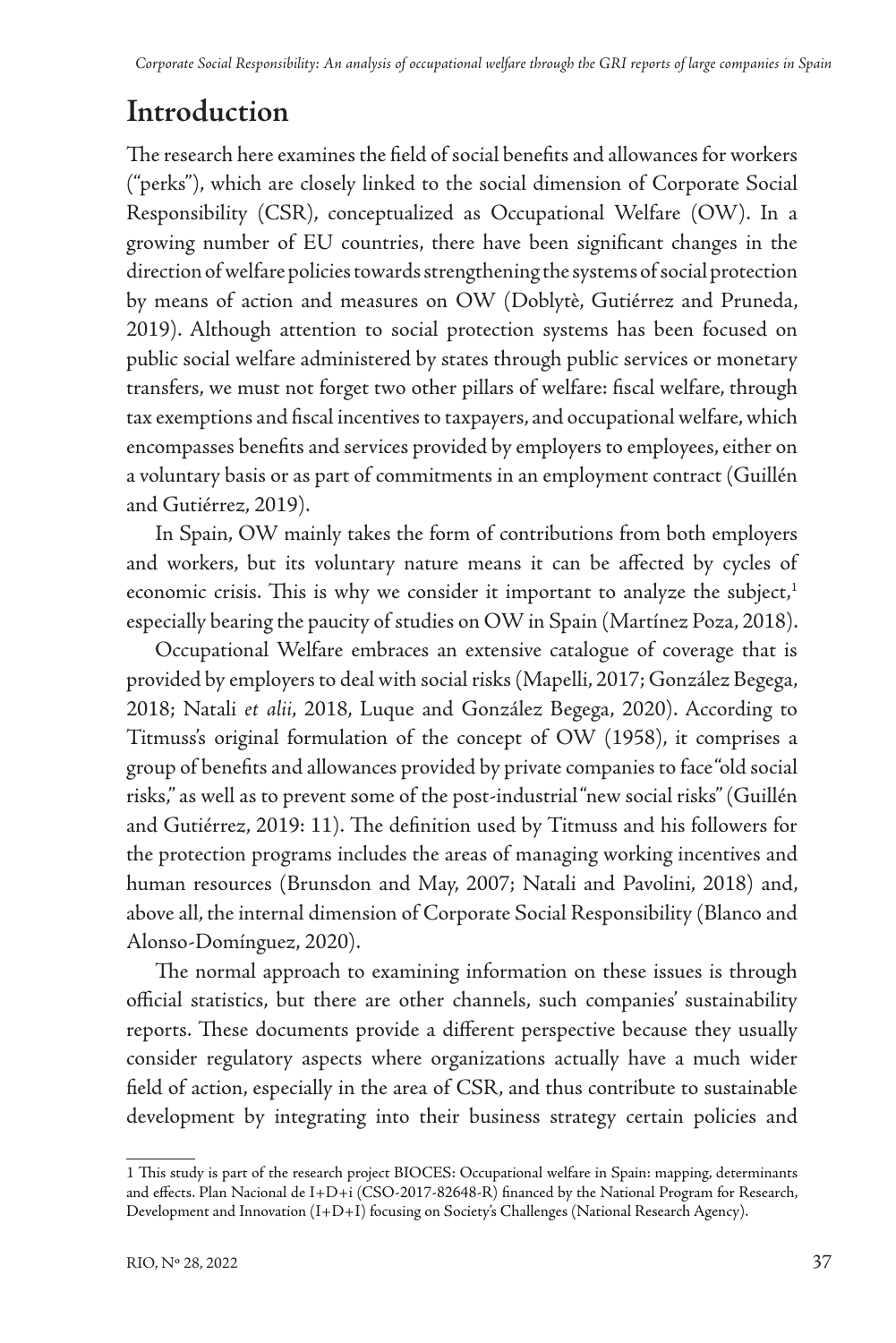# Introduction

The research here examines the field of social benefits and allowances for workers ("perks"), which are closely linked to the social dimension of Corporate Social Responsibility (CSR), conceptualized as Occupational Welfare (OW). In a growing number of EU countries, there have been significant changes in the direction of welfare policies towards strengthening the systems of social protection by means of action and measures on OW (Doblytè, Gutiérrez and Pruneda, 2019). Although attention to social protection systems has been focused on public social welfare administered by states through public services or monetary transfers, we must not forget two other pillars of welfare: fiscal welfare, through tax exemptions and fiscal incentives to taxpayers, and occupational welfare, which encompasses benefits and services provided by employers to employees, either on a voluntary basis or as part of commitments in an employment contract (Guillén and Gutiérrez, 2019).

In Spain, OW mainly takes the form of contributions from both employers and workers, but its voluntary nature means it can be affected by cycles of economic crisis. This is why we consider it important to analyze the subject,[1] especially bearing the paucity of studies on OW in Spain (Martínez Poza, 2018).

Occupational Welfare embraces an extensive catalogue of coverage that is provided by employers to deal with social risks (Mapelli, 2017; González Begega, 2018; Natali *et alii*, 2018, Luque and González Begega, 2020). According to Titmuss's original formulation of the concept of OW (1958), it comprises a group of benefits and allowances provided by private companies to face "old social risks," as well as to prevent some of the post-industrial "new social risks" (Guillén and Gutiérrez, 2019: 11). The definition used by Titmuss and his followers for the protection programs includes the areas of managing working incentives and human resources (Brunsdon and May, 2007; Natali and Pavolini, 2018) and, above all, the internal dimension of Corporate Social Responsibility (Blanco and Alonso-Domínguez, 2020).

The normal approach to examining information on these issues is through official statistics, but there are other channels, such companies' sustainability reports. These documents provide a different perspective because they usually consider regulatory aspects where organizations actually have a much wider field of action, especially in the area of CSR, and thus contribute to sustainable development by integrating into their business strategy certain policies and

1 This study is part of the research project BIOCES: Occupational welfare in Spain: mapping, determinants and effects. Plan Nacional de I+D+i (CSO-2017-82648-R) financed by the National Program for Research, Development and Innovation (I+D+I) focusing on Society's Challenges (National Research Agency).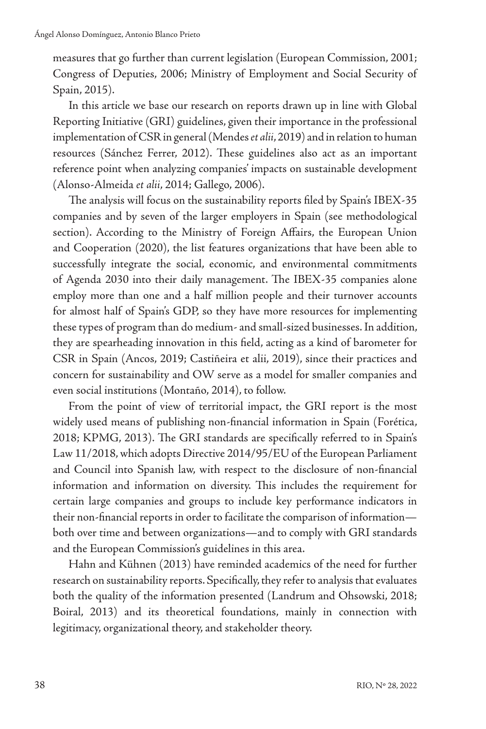measures that go further than current legislation (European Commission, 2001; Congress of Deputies, 2006; Ministry of Employment and Social Security of Spain, 2015).

In this article we base our research on reports drawn up in line with Global Reporting Initiative (GRI) guidelines, given their importance in the professional implementation of CSR in general (Mendes *et alii*, 2019) and in relation to human resources (Sánchez Ferrer, 2012). These guidelines also act as an important reference point when analyzing companies' impacts on sustainable development (Alonso-Almeida *et alii*, 2014; Gallego, 2006).

The analysis will focus on the sustainability reports filed by Spain's IBEX-35 companies and by seven of the larger employers in Spain (see methodological section). According to the Ministry of Foreign Affairs, the European Union and Cooperation (2020), the list features organizations that have been able to successfully integrate the social, economic, and environmental commitments of Agenda 2030 into their daily management. The IBEX-35 companies alone employ more than one and a half million people and their turnover accounts for almost half of Spain's GDP, so they have more resources for implementing these types of program than do medium- and small-sized businesses. In addition, they are spearheading innovation in this field, acting as a kind of barometer for CSR in Spain (Ancos, 2019; Castiñeira et alii, 2019), since their practices and concern for sustainability and OW serve as a model for smaller companies and even social institutions (Montaño, 2014), to follow.

From the point of view of territorial impact, the GRI report is the most widely used means of publishing non-financial information in Spain (Forética, 2018; KPMG, 2013). The GRI standards are specifically referred to in Spain's Law 11/2018, which adopts Directive 2014/95/EU of the European Parliament and Council into Spanish law, with respect to the disclosure of non-financial information and information on diversity. This includes the requirement for certain large companies and groups to include key performance indicators in their non-financial reports in order to facilitate the comparison of information—both over time and between organizations—and to comply with GRI standards and the European Commission's guidelines in this area.

Hahn and Kühnen (2013) have reminded academics of the need for further research on sustainability reports. Specifically, they refer to analysis that evaluates both the quality of the information presented (Landrum and Ohsowski, 2018; Boiral, 2013) and its theoretical foundations, mainly in connection with legitimacy, organizational theory, and stakeholder theory.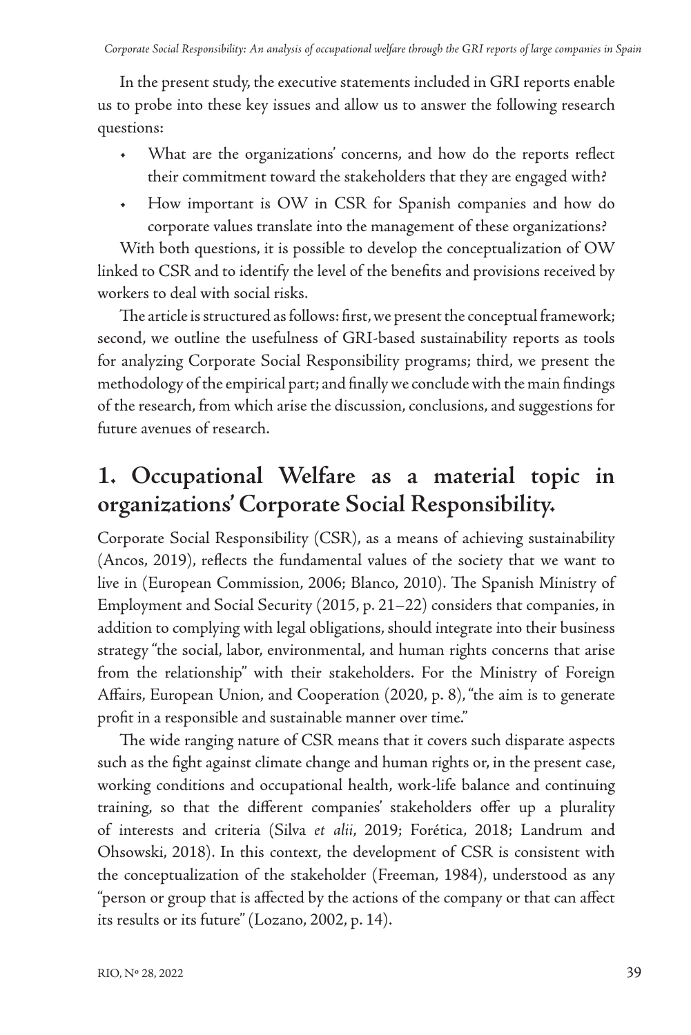In the present study, the executive statements included in GRI reports enable us to probe into these key issues and allow us to answer the following research questions:

- What are the organizations' concerns, and how do the reports reflect their commitment toward the stakeholders that they are engaged with?
- How important is OW in CSR for Spanish companies and how do corporate values translate into the management of these organizations?

With both questions, it is possible to develop the conceptualization of OW linked to CSR and to identify the level of the benefits and provisions received by workers to deal with social risks.

The article is structured as follows: first, we present the conceptual framework; second, we outline the usefulness of GRI-based sustainability reports as tools for analyzing Corporate Social Responsibility programs; third, we present the methodology of the empirical part; and finally we conclude with the main findings of the research, from which arise the discussion, conclusions, and suggestions for future avenues of research.

## 1. Occupational Welfare as a material topic in organizations' Corporate Social Responsibility.

Corporate Social Responsibility (CSR), as a means of achieving sustainability (Ancos, 2019), reflects the fundamental values of the society that we want to live in (European Commission, 2006; Blanco, 2010). The Spanish Ministry of Employment and Social Security (2015, p. 21–22) considers that companies, in addition to complying with legal obligations, should integrate into their business strategy "the social, labor, environmental, and human rights concerns that arise from the relationship" with their stakeholders. For the Ministry of Foreign Affairs, European Union, and Cooperation (2020, p. 8), "the aim is to generate profit in a responsible and sustainable manner over time."

The wide ranging nature of CSR means that it covers such disparate aspects such as the fight against climate change and human rights or, in the present case, working conditions and occupational health, work-life balance and continuing training, so that the different companies' stakeholders offer up a plurality of interests and criteria (Silva *et alii*, 2019; Forética, 2018; Landrum and Ohsowski, 2018). In this context, the development of CSR is consistent with the conceptualization of the stakeholder (Freeman, 1984), understood as any "person or group that is affected by the actions of the company or that can affect its results or its future" (Lozano, 2002, p. 14).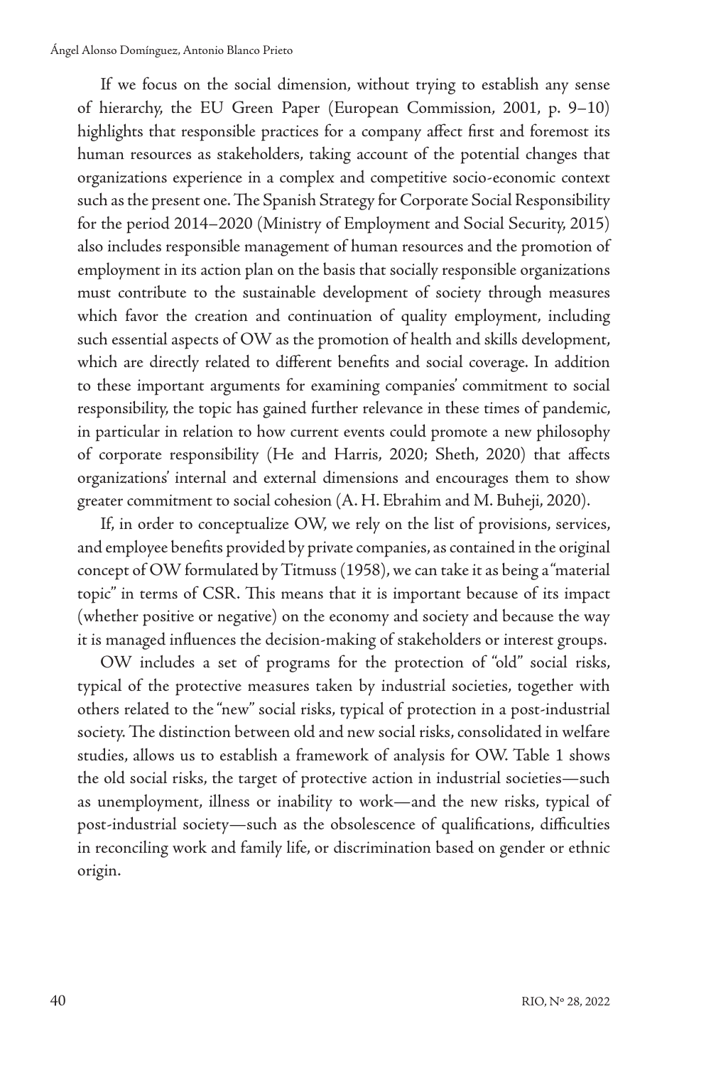If we focus on the social dimension, without trying to establish any sense of hierarchy, the EU Green Paper (European Commission, 2001, p. 9–10) highlights that responsible practices for a company affect first and foremost its human resources as stakeholders, taking account of the potential changes that organizations experience in a complex and competitive socio-economic context such as the present one. The Spanish Strategy for Corporate Social Responsibility for the period 2014–2020 (Ministry of Employment and Social Security, 2015) also includes responsible management of human resources and the promotion of employment in its action plan on the basis that socially responsible organizations must contribute to the sustainable development of society through measures which favor the creation and continuation of quality employment, including such essential aspects of OW as the promotion of health and skills development, which are directly related to different benefits and social coverage. In addition to these important arguments for examining companies' commitment to social responsibility, the topic has gained further relevance in these times of pandemic, in particular in relation to how current events could promote a new philosophy of corporate responsibility (He and Harris, 2020; Sheth, 2020) that affects organizations' internal and external dimensions and encourages them to show greater commitment to social cohesion (A. H. Ebrahim and M. Buheji, 2020).

If, in order to conceptualize OW, we rely on the list of provisions, services, and employee benefits provided by private companies, as contained in the original concept of OW formulated by Titmuss (1958), we can take it as being a "material topic" in terms of CSR. This means that it is important because of its impact (whether positive or negative) on the economy and society and because the way it is managed influences the decision-making of stakeholders or interest groups.

OW includes a set of programs for the protection of "old" social risks, typical of the protective measures taken by industrial societies, together with others related to the "new" social risks, typical of protection in a post-industrial society. The distinction between old and new social risks, consolidated in welfare studies, allows us to establish a framework of analysis for OW. Table 1 shows the old social risks, the target of protective action in industrial societies—such as unemployment, illness or inability to work—and the new risks, typical of post-industrial society—such as the obsolescence of qualifications, difficulties in reconciling work and family life, or discrimination based on gender or ethnic origin.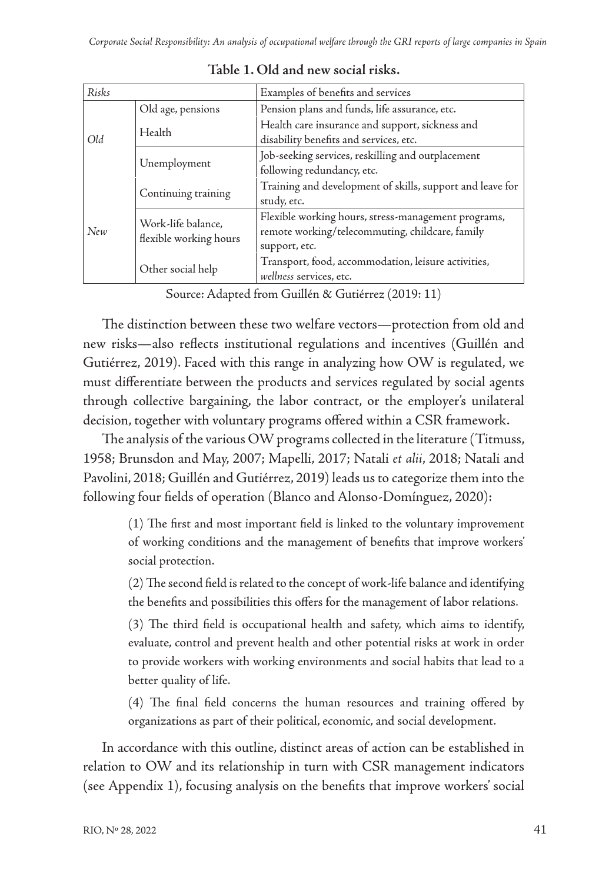**Table 1. Old and new social risks.**

| *Risks* | | Examples of benefits and services |
|---|---|---|
| *Old* | Old age, pensions | Pension plans and funds, life assurance, etc. |
| | Health | Health care insurance and support, sickness and disability benefits and services, etc. |
| *New* | Unemployment | Job-seeking services, reskilling and outplacement following redundancy, etc. |
| | Continuing training | Training and development of skills, support and leave for study, etc. |
| | Work-life balance, flexible working hours | Flexible working hours, stress-management programs, remote working/telecommuting, childcare, family support, etc. |
| | Other social help | Transport, food, accommodation, leisure activities, *wellness* services, etc. |

Source: Adapted from Guillén & Gutiérrez (2019: 11)

The distinction between these two welfare vectors—protection from old and new risks—also reflects institutional regulations and incentives (Guillén and Gutiérrez, 2019). Faced with this range in analyzing how OW is regulated, we must differentiate between the products and services regulated by social agents through collective bargaining, the labor contract, or the employer's unilateral decision, together with voluntary programs offered within a CSR framework.

The analysis of the various OW programs collected in the literature (Titmuss, 1958; Brunsdon and May, 2007; Mapelli, 2017; Natali *et alii*, 2018; Natali and Pavolini, 2018; Guillén and Gutiérrez, 2019) leads us to categorize them into the following four fields of operation (Blanco and Alonso-Domínguez, 2020):

> (1) The first and most important field is linked to the voluntary improvement of working conditions and the management of benefits that improve workers' social protection.
>
> (2) The second field is related to the concept of work-life balance and identifying the benefits and possibilities this offers for the management of labor relations.
>
> (3) The third field is occupational health and safety, which aims to identify, evaluate, control and prevent health and other potential risks at work in order to provide workers with working environments and social habits that lead to a better quality of life.
>
> (4) The final field concerns the human resources and training offered by organizations as part of their political, economic, and social development.

In accordance with this outline, distinct areas of action can be established in relation to OW and its relationship in turn with CSR management indicators (see Appendix 1), focusing analysis on the benefits that improve workers' social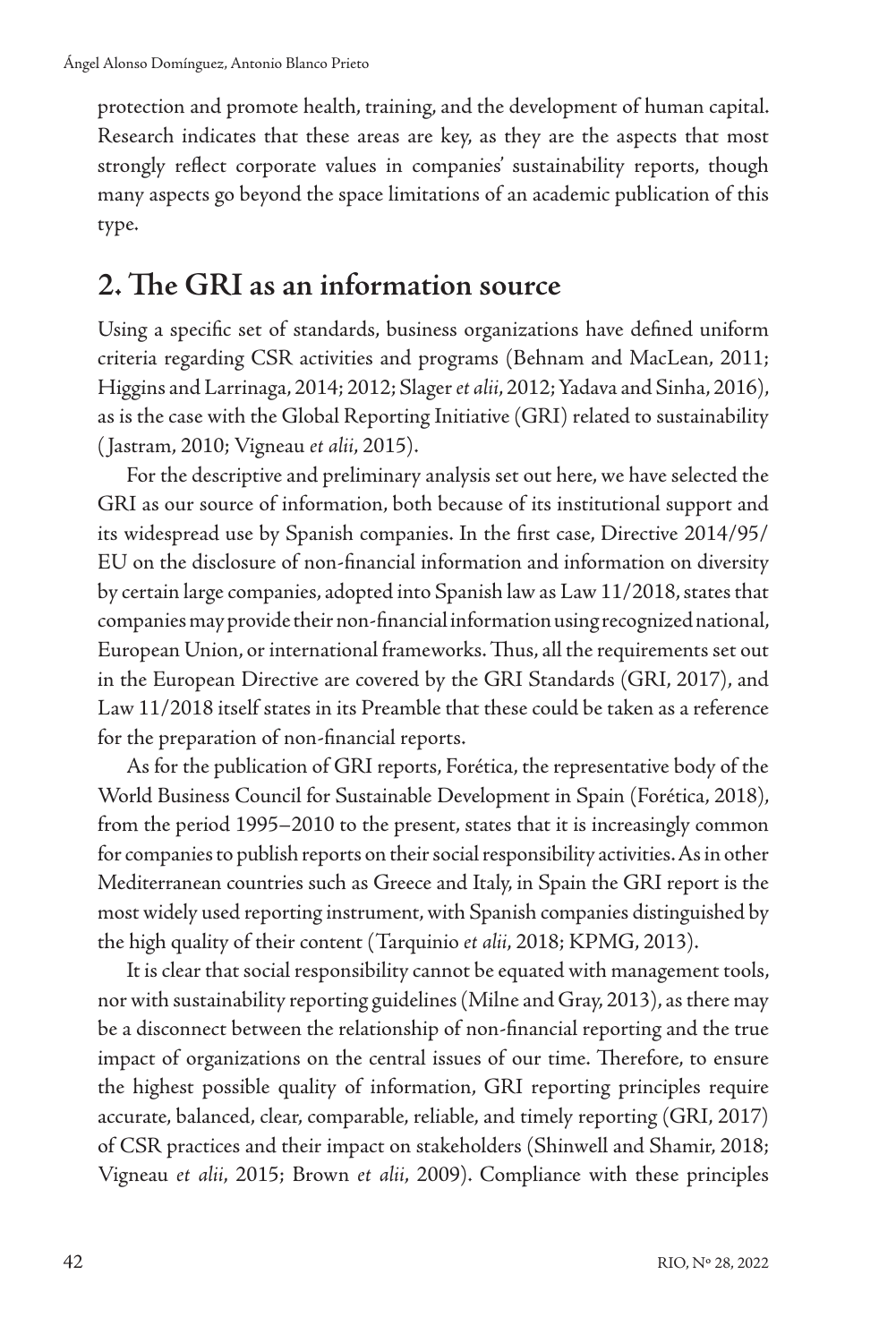protection and promote health, training, and the development of human capital. Research indicates that these areas are key, as they are the aspects that most strongly reflect corporate values in companies' sustainability reports, though many aspects go beyond the space limitations of an academic publication of this type.

## 2. The GRI as an information source

Using a specific set of standards, business organizations have defined uniform criteria regarding CSR activities and programs (Behnam and MacLean, 2011; Higgins and Larrinaga, 2014; 2012; Slager *et alii*, 2012; Yadava and Sinha, 2016), as is the case with the Global Reporting Initiative (GRI) related to sustainability (Jastram, 2010; Vigneau *et alii*, 2015).

For the descriptive and preliminary analysis set out here, we have selected the GRI as our source of information, both because of its institutional support and its widespread use by Spanish companies. In the first case, Directive 2014/95/EU on the disclosure of non-financial information and information on diversity by certain large companies, adopted into Spanish law as Law 11/2018, states that companies may provide their non-financial information using recognized national, European Union, or international frameworks. Thus, all the requirements set out in the European Directive are covered by the GRI Standards (GRI, 2017), and Law 11/2018 itself states in its Preamble that these could be taken as a reference for the preparation of non-financial reports.

As for the publication of GRI reports, Forética, the representative body of the World Business Council for Sustainable Development in Spain (Forética, 2018), from the period 1995–2010 to the present, states that it is increasingly common for companies to publish reports on their social responsibility activities. As in other Mediterranean countries such as Greece and Italy, in Spain the GRI report is the most widely used reporting instrument, with Spanish companies distinguished by the high quality of their content (Tarquinio *et alii*, 2018; KPMG, 2013).

It is clear that social responsibility cannot be equated with management tools, nor with sustainability reporting guidelines (Milne and Gray, 2013), as there may be a disconnect between the relationship of non-financial reporting and the true impact of organizations on the central issues of our time. Therefore, to ensure the highest possible quality of information, GRI reporting principles require accurate, balanced, clear, comparable, reliable, and timely reporting (GRI, 2017) of CSR practices and their impact on stakeholders (Shinwell and Shamir, 2018; Vigneau *et alii*, 2015; Brown *et alii*, 2009). Compliance with these principles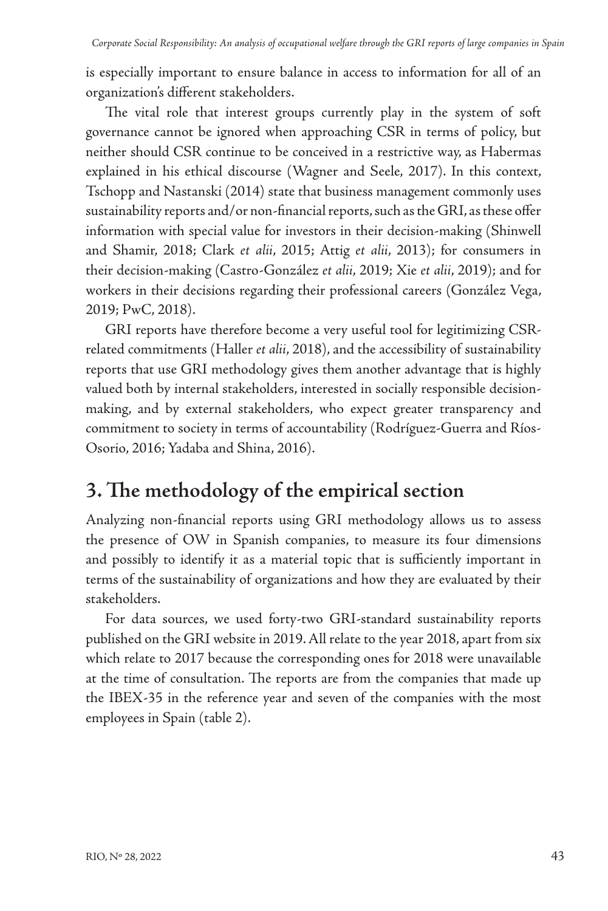is especially important to ensure balance in access to information for all of an organization's different stakeholders.

The vital role that interest groups currently play in the system of soft governance cannot be ignored when approaching CSR in terms of policy, but neither should CSR continue to be conceived in a restrictive way, as Habermas explained in his ethical discourse (Wagner and Seele, 2017). In this context, Tschopp and Nastanski (2014) state that business management commonly uses sustainability reports and/or non-financial reports, such as the GRI, as these offer information with special value for investors in their decision-making (Shinwell and Shamir, 2018; Clark *et alii*, 2015; Attig *et alii*, 2013); for consumers in their decision-making (Castro-González *et alii*, 2019; Xie *et alii*, 2019); and for workers in their decisions regarding their professional careers (González Vega, 2019; PwC, 2018).

GRI reports have therefore become a very useful tool for legitimizing CSR-related commitments (Haller *et alii*, 2018), and the accessibility of sustainability reports that use GRI methodology gives them another advantage that is highly valued both by internal stakeholders, interested in socially responsible decision-making, and by external stakeholders, who expect greater transparency and commitment to society in terms of accountability (Rodríguez-Guerra and Ríos-Osorio, 2016; Yadaba and Shina, 2016).

## 3. The methodology of the empirical section

Analyzing non-financial reports using GRI methodology allows us to assess the presence of OW in Spanish companies, to measure its four dimensions and possibly to identify it as a material topic that is sufficiently important in terms of the sustainability of organizations and how they are evaluated by their stakeholders.

For data sources, we used forty-two GRI-standard sustainability reports published on the GRI website in 2019. All relate to the year 2018, apart from six which relate to 2017 because the corresponding ones for 2018 were unavailable at the time of consultation. The reports are from the companies that made up the IBEX-35 in the reference year and seven of the companies with the most employees in Spain (table 2).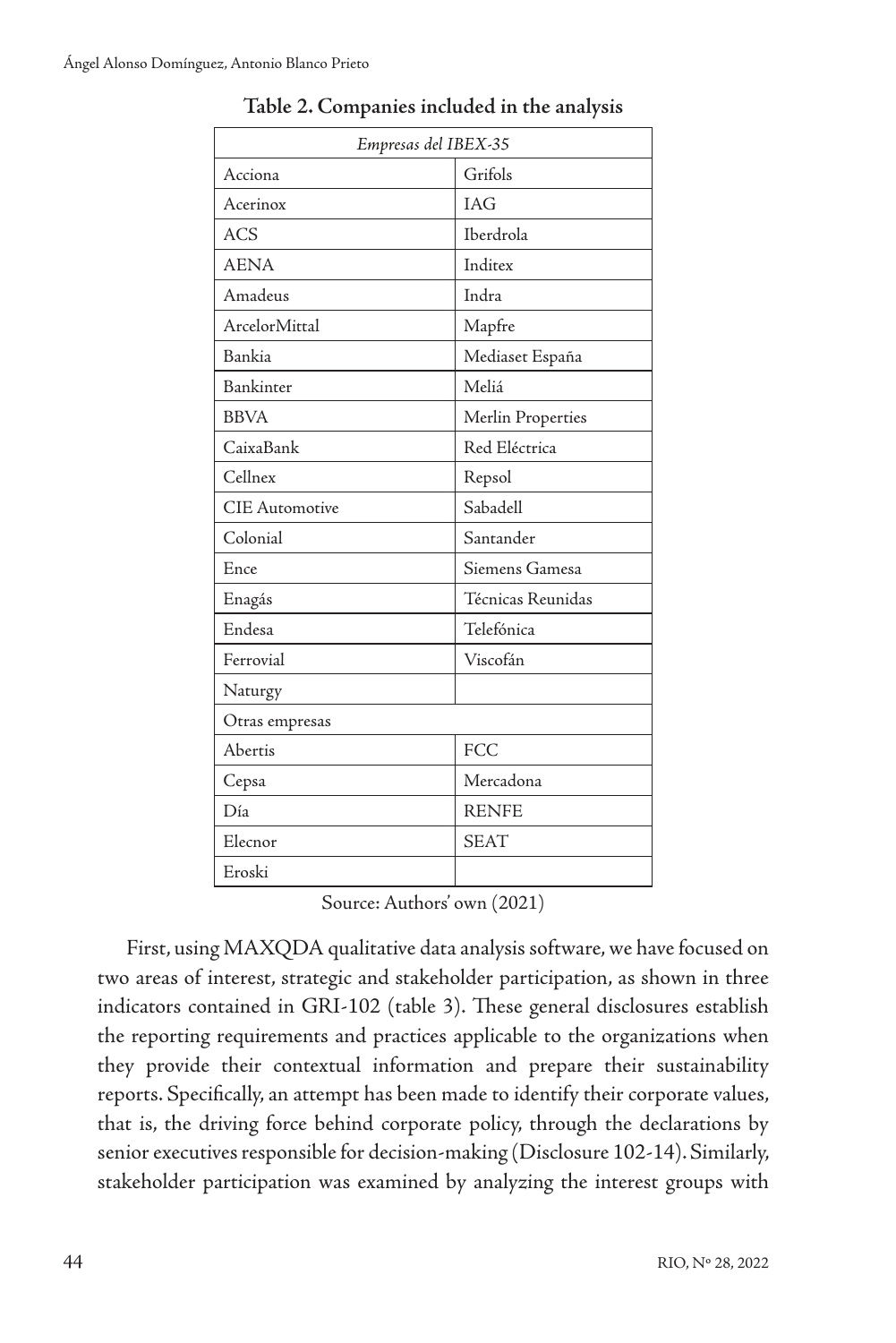**Table 2. Companies included in the analysis**

| *Empresas del IBEX-35* | |
|---|---|
| Acciona | Grifols |
| Acerinox | IAG |
| ACS | Iberdrola |
| AENA | Inditex |
| Amadeus | Indra |
| ArcelorMittal | Mapfre |
| Bankia | Mediaset España |
| Bankinter | Meliá |
| BBVA | Merlin Properties |
| CaixaBank | Red Eléctrica |
| Cellnex | Repsol |
| CIE Automotive | Sabadell |
| Colonial | Santander |
| Ence | Siemens Gamesa |
| Enagás | Técnicas Reunidas |
| Endesa | Telefónica |
| Ferrovial | Viscofán |
| Naturgy | |
| Otras empresas | |
| Abertis | FCC |
| Cepsa | Mercadona |
| Día | RENFE |
| Elecnor | SEAT |
| Eroski | |

Source: Authors' own (2021)

First, using MAXQDA qualitative data analysis software, we have focused on two areas of interest, strategic and stakeholder participation, as shown in three indicators contained in GRI-102 (table 3). These general disclosures establish the reporting requirements and practices applicable to the organizations when they provide their contextual information and prepare their sustainability reports. Specifically, an attempt has been made to identify their corporate values, that is, the driving force behind corporate policy, through the declarations by senior executives responsible for decision-making (Disclosure 102-14). Similarly, stakeholder participation was examined by analyzing the interest groups with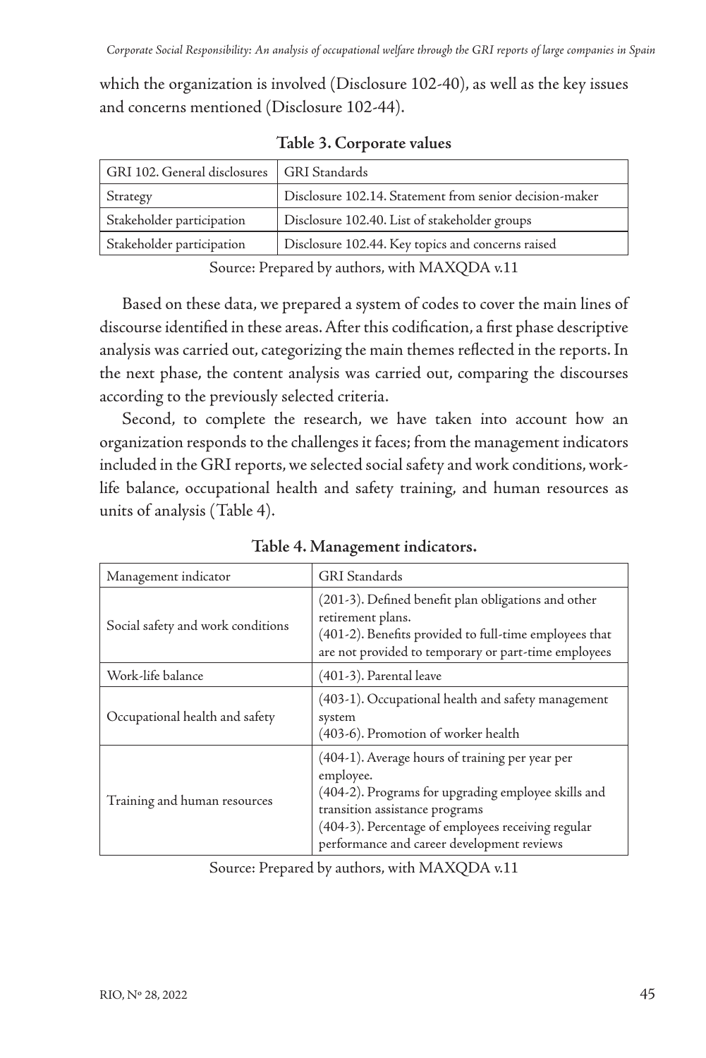which the organization is involved (Disclosure 102-40), as well as the key issues and concerns mentioned (Disclosure 102-44).

**Table 3. Corporate values**

| GRI 102. General disclosures | GRI Standards |
|---|---|
| Strategy | Disclosure 102.14. Statement from senior decision-maker |
| Stakeholder participation | Disclosure 102.40. List of stakeholder groups |
| Stakeholder participation | Disclosure 102.44. Key topics and concerns raised |

Source: Prepared by authors, with MAXQDA v.11

Based on these data, we prepared a system of codes to cover the main lines of discourse identified in these areas. After this codification, a first phase descriptive analysis was carried out, categorizing the main themes reflected in the reports. In the next phase, the content analysis was carried out, comparing the discourses according to the previously selected criteria.

Second, to complete the research, we have taken into account how an organization responds to the challenges it faces; from the management indicators included in the GRI reports, we selected social safety and work conditions, work-life balance, occupational health and safety training, and human resources as units of analysis (Table 4).

**Table 4. Management indicators.**

| Management indicator | GRI Standards |
|---|---|
| Social safety and work conditions | (201-3). Defined benefit plan obligations and other retirement plans.<br>(401-2). Benefits provided to full-time employees that are not provided to temporary or part-time employees |
| Work-life balance | (401-3). Parental leave |
| Occupational health and safety | (403-1). Occupational health and safety management system<br>(403-6). Promotion of worker health |
| Training and human resources | (404-1). Average hours of training per year per employee.<br>(404-2). Programs for upgrading employee skills and transition assistance programs<br>(404-3). Percentage of employees receiving regular performance and career development reviews |

Source: Prepared by authors, with MAXQDA v.11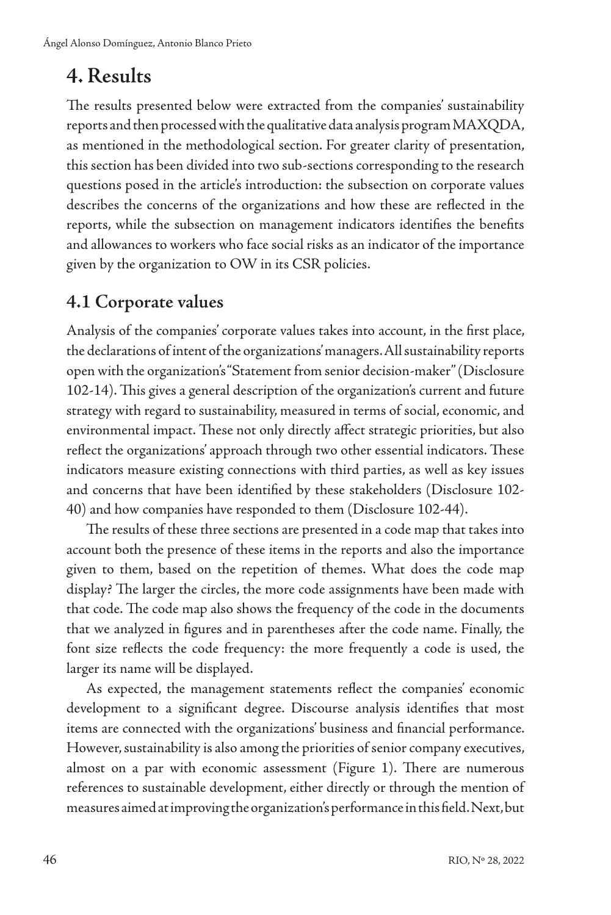# 4. Results

The results presented below were extracted from the companies' sustainability reports and then processed with the qualitative data analysis program MAXQDA, as mentioned in the methodological section. For greater clarity of presentation, this section has been divided into two sub-sections corresponding to the research questions posed in the article's introduction: the subsection on corporate values describes the concerns of the organizations and how these are reflected in the reports, while the subsection on management indicators identifies the benefits and allowances to workers who face social risks as an indicator of the importance given by the organization to OW in its CSR policies.

## 4.1 Corporate values

Analysis of the companies' corporate values takes into account, in the first place, the declarations of intent of the organizations' managers. All sustainability reports open with the organization's "Statement from senior decision-maker" (Disclosure 102-14). This gives a general description of the organization's current and future strategy with regard to sustainability, measured in terms of social, economic, and environmental impact. These not only directly affect strategic priorities, but also reflect the organizations' approach through two other essential indicators. These indicators measure existing connections with third parties, as well as key issues and concerns that have been identified by these stakeholders (Disclosure 102-40) and how companies have responded to them (Disclosure 102-44).

The results of these three sections are presented in a code map that takes into account both the presence of these items in the reports and also the importance given to them, based on the repetition of themes. What does the code map display? The larger the circles, the more code assignments have been made with that code. The code map also shows the frequency of the code in the documents that we analyzed in figures and in parentheses after the code name. Finally, the font size reflects the code frequency: the more frequently a code is used, the larger its name will be displayed.

As expected, the management statements reflect the companies' economic development to a significant degree. Discourse analysis identifies that most items are connected with the organizations' business and financial performance. However, sustainability is also among the priorities of senior company executives, almost on a par with economic assessment (Figure 1). There are numerous references to sustainable development, either directly or through the mention of measures aimed at improving the organization's performance in this field. Next, but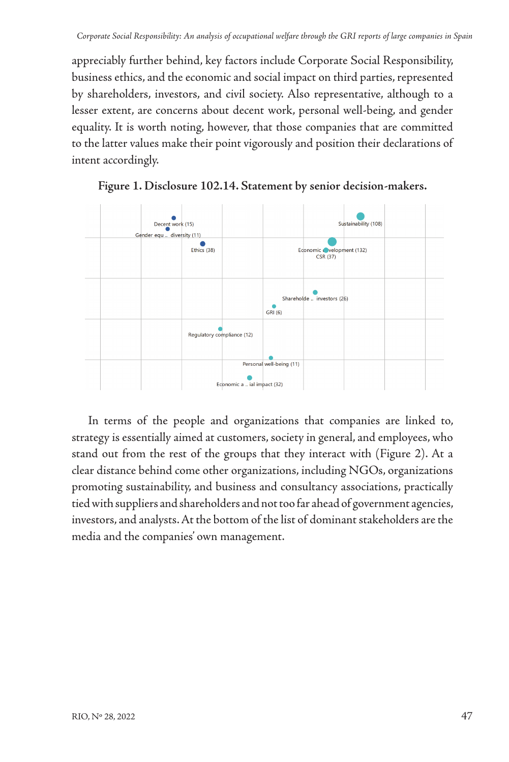appreciably further behind, key factors include Corporate Social Responsibility, business ethics, and the economic and social impact on third parties, represented by shareholders, investors, and civil society. Also representative, although to a lesser extent, are concerns about decent work, personal well-being, and gender equality. It is worth noting, however, that those companies that are committed to the latter values make their point vigorously and position their declarations of intent accordingly.

**Figure 1. Disclosure 102.14. Statement by senior decision-makers.**

Decent work (15)
Gender equ .. diversity (11)
Ethics (38)
Sustainability (108)
Economic development (132)
CSR (37)
Shareholde .. investors (26)
GRI (6)
Regulatory compliance (12)
Personal well-being (11)
Economic a .. ial impact (32)

In terms of the people and organizations that companies are linked to, strategy is essentially aimed at customers, society in general, and employees, who stand out from the rest of the groups that they interact with (Figure 2). At a clear distance behind come other organizations, including NGOs, organizations promoting sustainability, and business and consultancy associations, practically tied with suppliers and shareholders and not too far ahead of government agencies, investors, and analysts. At the bottom of the list of dominant stakeholders are the media and the companies' own management.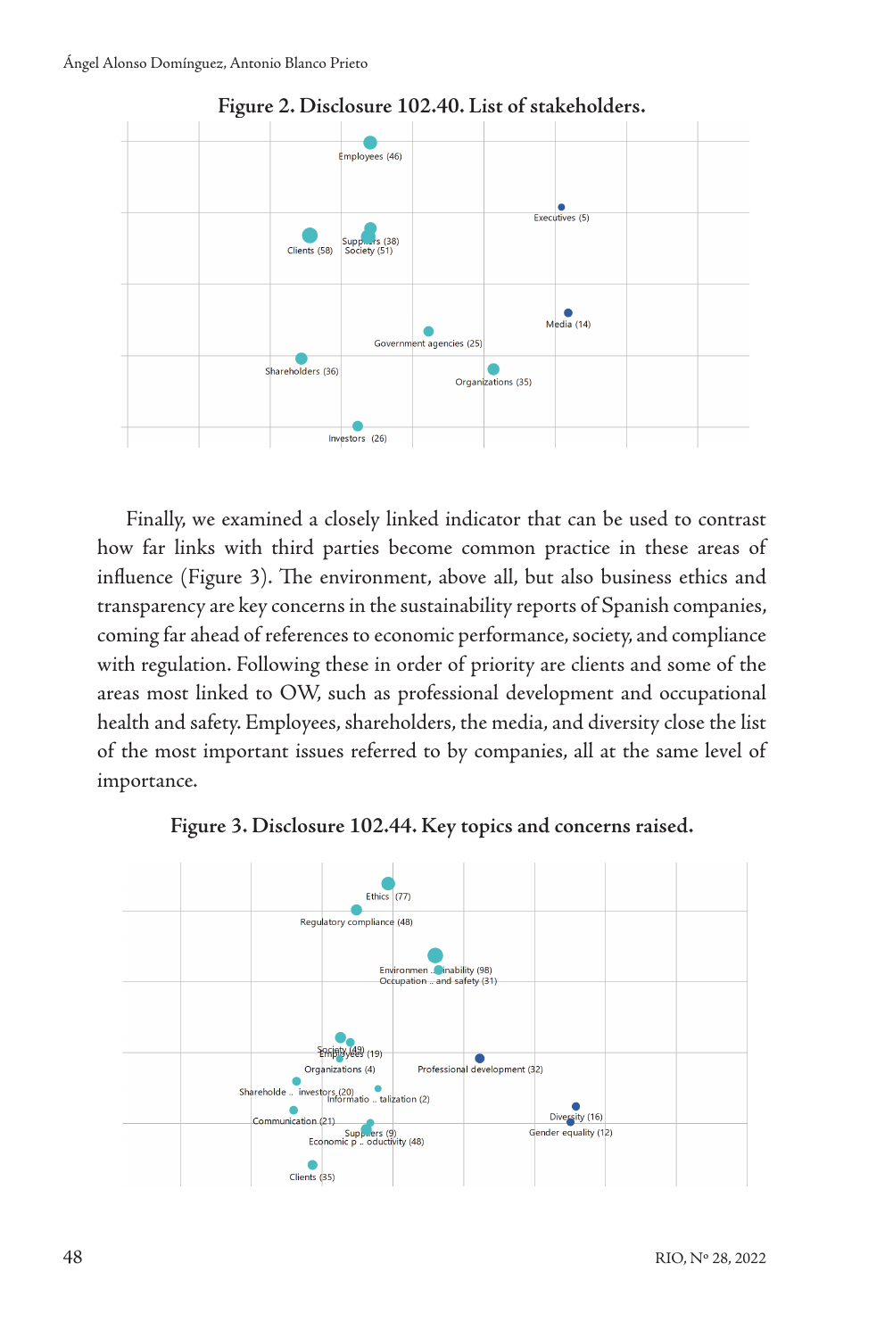**Figure 2. Disclosure 102.40. List of stakeholders.**

Finally, we examined a closely linked indicator that can be used to contrast how far links with third parties become common practice in these areas of influence (Figure 3). The environment, above all, but also business ethics and transparency are key concerns in the sustainability reports of Spanish companies, coming far ahead of references to economic performance, society, and compliance with regulation. Following these in order of priority are clients and some of the areas most linked to OW, such as professional development and occupational health and safety. Employees, shareholders, the media, and diversity close the list of the most important issues referred to by companies, all at the same level of importance.

**Figure 3. Disclosure 102.44. Key topics and concerns raised.**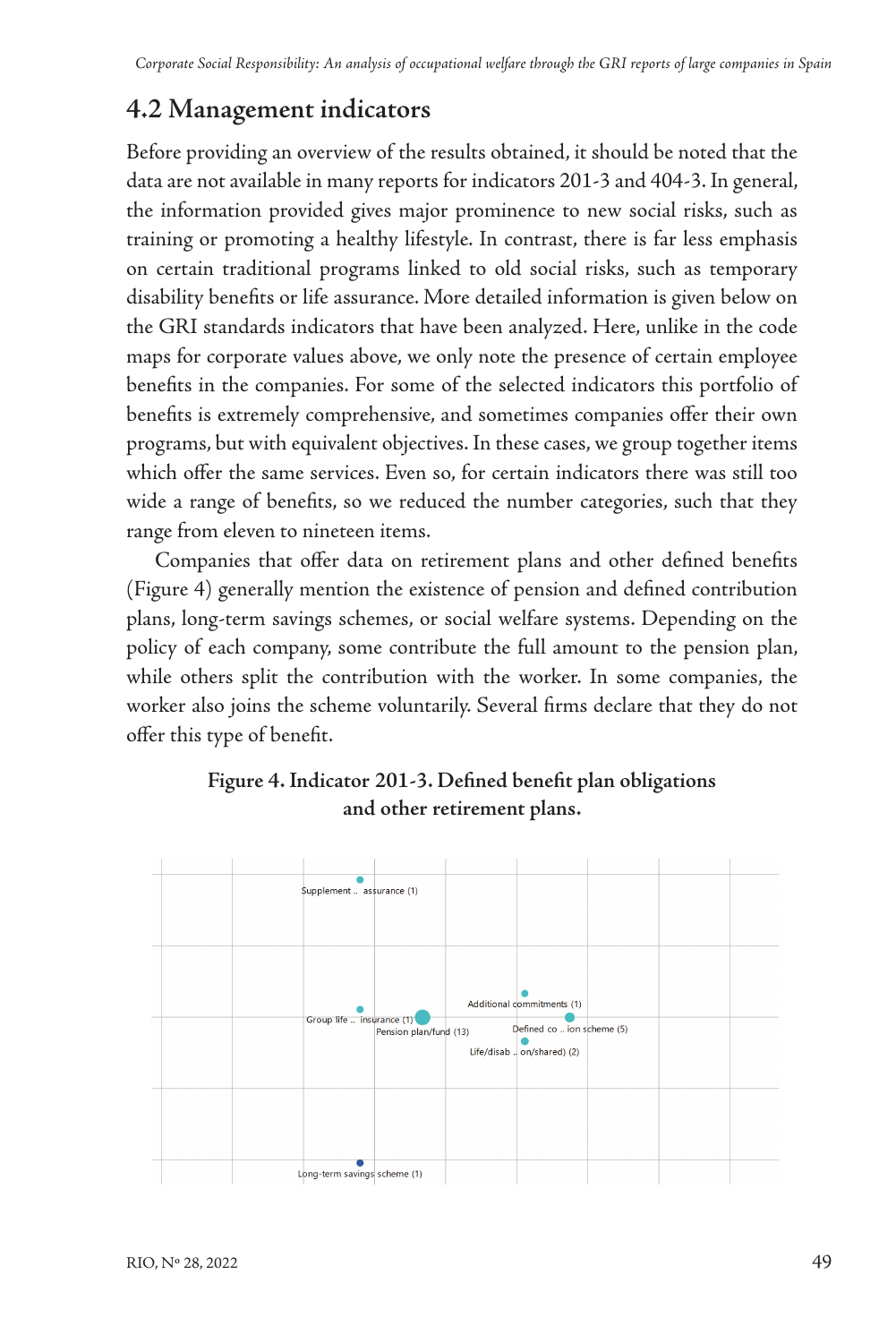## 4.2 Management indicators

Before providing an overview of the results obtained, it should be noted that the data are not available in many reports for indicators 201-3 and 404-3. In general, the information provided gives major prominence to new social risks, such as training or promoting a healthy lifestyle. In contrast, there is far less emphasis on certain traditional programs linked to old social risks, such as temporary disability benefits or life assurance. More detailed information is given below on the GRI standards indicators that have been analyzed. Here, unlike in the code maps for corporate values above, we only note the presence of certain employee benefits in the companies. For some of the selected indicators this portfolio of benefits is extremely comprehensive, and sometimes companies offer their own programs, but with equivalent objectives. In these cases, we group together items which offer the same services. Even so, for certain indicators there was still too wide a range of benefits, so we reduced the number categories, such that they range from eleven to nineteen items.

Companies that offer data on retirement plans and other defined benefits (Figure 4) generally mention the existence of pension and defined contribution plans, long-term savings schemes, or social welfare systems. Depending on the policy of each company, some contribute the full amount to the pension plan, while others split the contribution with the worker. In some companies, the worker also joins the scheme voluntarily. Several firms declare that they do not offer this type of benefit.

**Figure 4. Indicator 201-3. Defined benefit plan obligations and other retirement plans.**

Supplement .. assurance (1)

Additional commitments (1)

Group life .. insurance (1)

Pension plan/fund (13)

Defined co .. ion scheme (5)

Life/disab .. on/shared) (2)

Long-term savings scheme (1)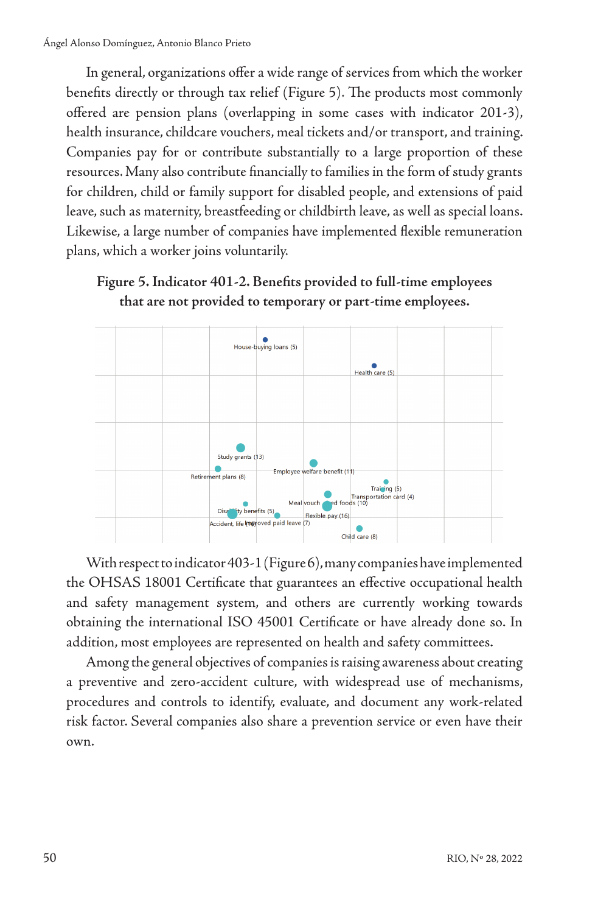In general, organizations offer a wide range of services from which the worker benefits directly or through tax relief (Figure 5). The products most commonly offered are pension plans (overlapping in some cases with indicator 201-3), health insurance, childcare vouchers, meal tickets and/or transport, and training. Companies pay for or contribute substantially to a large proportion of these resources. Many also contribute financially to families in the form of study grants for children, child or family support for disabled people, and extensions of paid leave, such as maternity, breastfeeding or childbirth leave, as well as special loans. Likewise, a large number of companies have implemented flexible remuneration plans, which a worker joins voluntarily.

**Figure 5. Indicator 401-2. Benefits provided to full-time employees that are not provided to temporary or part-time employees.**

House-buying loans (5)
Health care (5)
Study grants (13)
Employee welfare benefit (11)
Retirement plans (8)
Training (5)
Transportation card (4)
Meal vouchers/food (10)
Disability benefits (5)
Flexible pay (16)
Accident, life (16)
Improved paid leave (7)
Child care (8)

With respect to indicator 403-1 (Figure 6), many companies have implemented the OHSAS 18001 Certificate that guarantees an effective occupational health and safety management system, and others are currently working towards obtaining the international ISO 45001 Certificate or have already done so. In addition, most employees are represented on health and safety committees.

Among the general objectives of companies is raising awareness about creating a preventive and zero-accident culture, with widespread use of mechanisms, procedures and controls to identify, evaluate, and document any work-related risk factor. Several companies also share a prevention service or even have their own.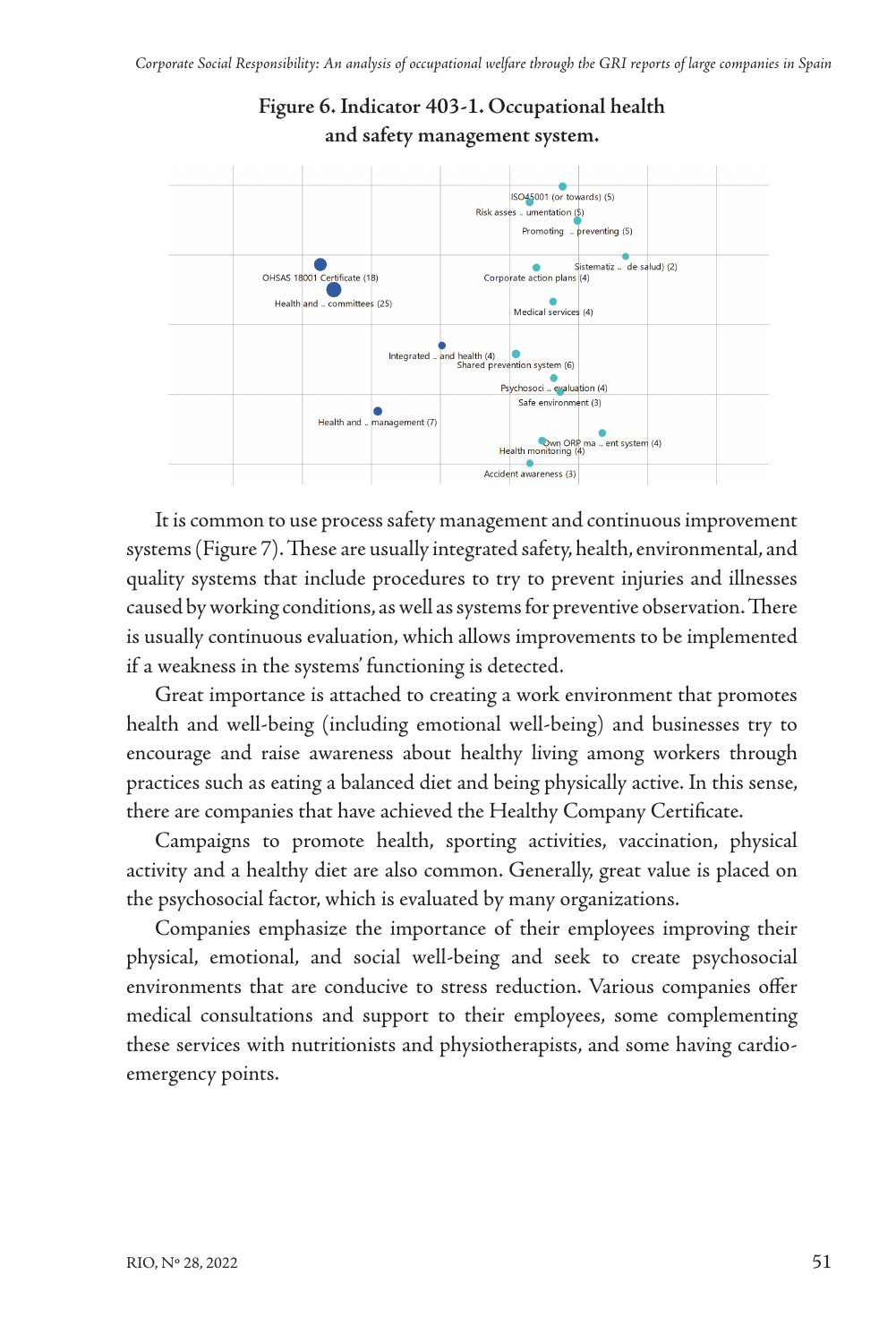**Figure 6. Indicator 403-1. Occupational health and safety management system.**

ISO45001 (or towards) (5)
Risk asses .. umentation (5)
Promoting .. preventing (5)
OHSAS 18001 Certificate (18)
Sistematiz .. de salud) (2)
Corporate action plans (4)
Health and .. committees (25)
Medical services (4)
Integrated .. and health (4)
Shared prevention system (6)
Psychosoci .. evaluation (4)
Safe environment (3)
Health and .. management (7)
Own ORP ma .. ent system (4)
Health monitoring (4)
Accident awareness (3)

It is common to use process safety management and continuous improvement systems (Figure 7). These are usually integrated safety, health, environmental, and quality systems that include procedures to try to prevent injuries and illnesses caused by working conditions, as well as systems for preventive observation. There is usually continuous evaluation, which allows improvements to be implemented if a weakness in the systems' functioning is detected.

Great importance is attached to creating a work environment that promotes health and well-being (including emotional well-being) and businesses try to encourage and raise awareness about healthy living among workers through practices such as eating a balanced diet and being physically active. In this sense, there are companies that have achieved the Healthy Company Certificate.

Campaigns to promote health, sporting activities, vaccination, physical activity and a healthy diet are also common. Generally, great value is placed on the psychosocial factor, which is evaluated by many organizations.

Companies emphasize the importance of their employees improving their physical, emotional, and social well-being and seek to create psychosocial environments that are conducive to stress reduction. Various companies offer medical consultations and support to their employees, some complementing these services with nutritionists and physiotherapists, and some having cardio-emergency points.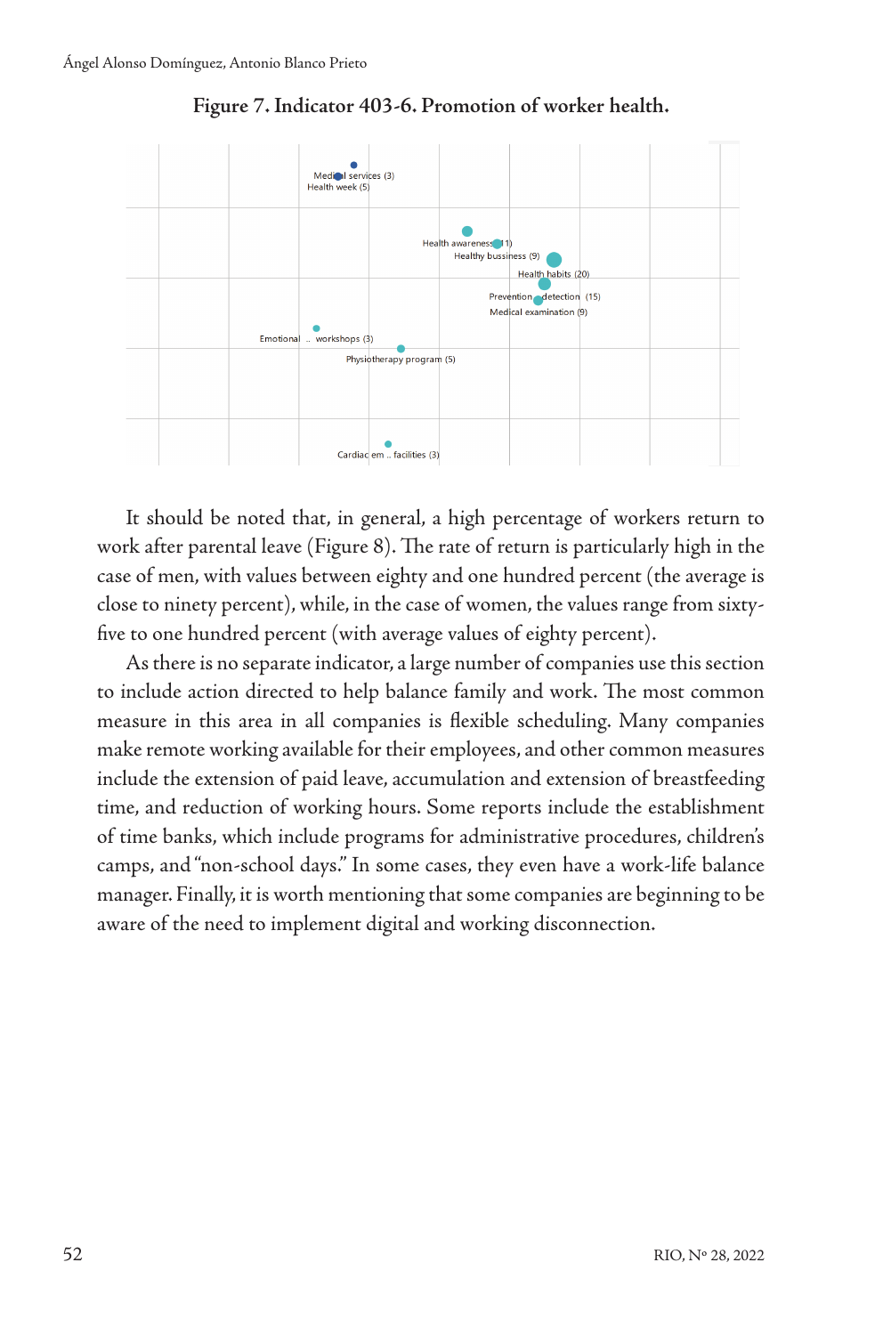**Figure 7. Indicator 403-6. Promotion of worker health.**

Medical services (3)
Health week (5)
Health awareness (11)
Healthy bussiness (9)
Health habits (20)
Prevention .. detection (15)
Medical examination (9)
Emotional .. workshops (3)
Physiotherapy program (5)
Cardiac em .. facilities (3)

It should be noted that, in general, a high percentage of workers return to work after parental leave (Figure 8). The rate of return is particularly high in the case of men, with values between eighty and one hundred percent (the average is close to ninety percent), while, in the case of women, the values range from sixty-five to one hundred percent (with average values of eighty percent).

As there is no separate indicator, a large number of companies use this section to include action directed to help balance family and work. The most common measure in this area in all companies is flexible scheduling. Many companies make remote working available for their employees, and other common measures include the extension of paid leave, accumulation and extension of breastfeeding time, and reduction of working hours. Some reports include the establishment of time banks, which include programs for administrative procedures, children's camps, and "non-school days." In some cases, they even have a work-life balance manager. Finally, it is worth mentioning that some companies are beginning to be aware of the need to implement digital and working disconnection.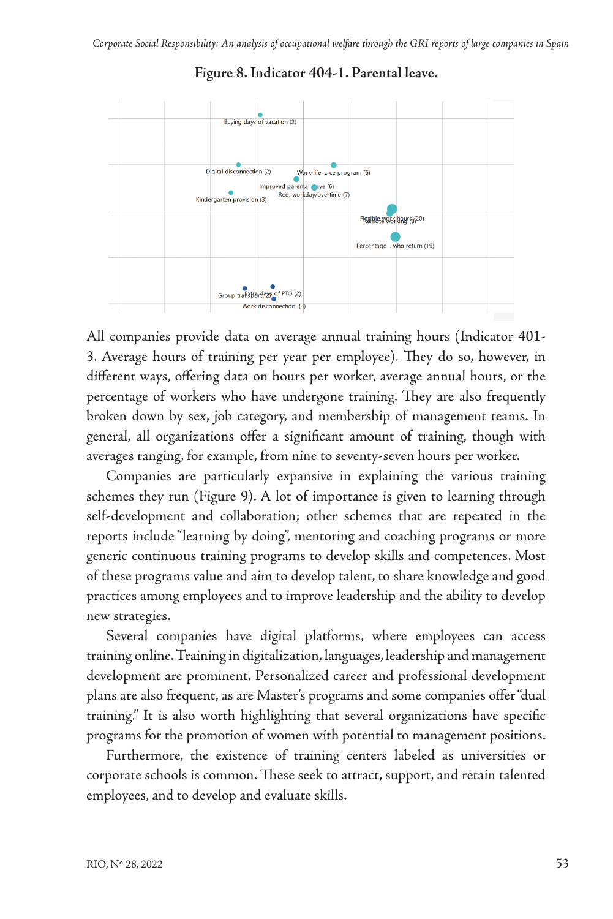**Figure 8. Indicator 404-1. Parental leave.**

All companies provide data on average annual training hours (Indicator 401-3. Average hours of training per year per employee). They do so, however, in different ways, offering data on hours per worker, average annual hours, or the percentage of workers who have undergone training. They are also frequently broken down by sex, job category, and membership of management teams. In general, all organizations offer a significant amount of training, though with averages ranging, for example, from nine to seventy-seven hours per worker.

Companies are particularly expansive in explaining the various training schemes they run (Figure 9). A lot of importance is given to learning through self-development and collaboration; other schemes that are repeated in the reports include "learning by doing", mentoring and coaching programs or more generic continuous training programs to develop skills and competences. Most of these programs value and aim to develop talent, to share knowledge and good practices among employees and to improve leadership and the ability to develop new strategies.

Several companies have digital platforms, where employees can access training online. Training in digitalization, languages, leadership and management development are prominent. Personalized career and professional development plans are also frequent, as are Master's programs and some companies offer "dual training." It is also worth highlighting that several organizations have specific programs for the promotion of women with potential to management positions.

Furthermore, the existence of training centers labeled as universities or corporate schools is common. These seek to attract, support, and retain talented employees, and to develop and evaluate skills.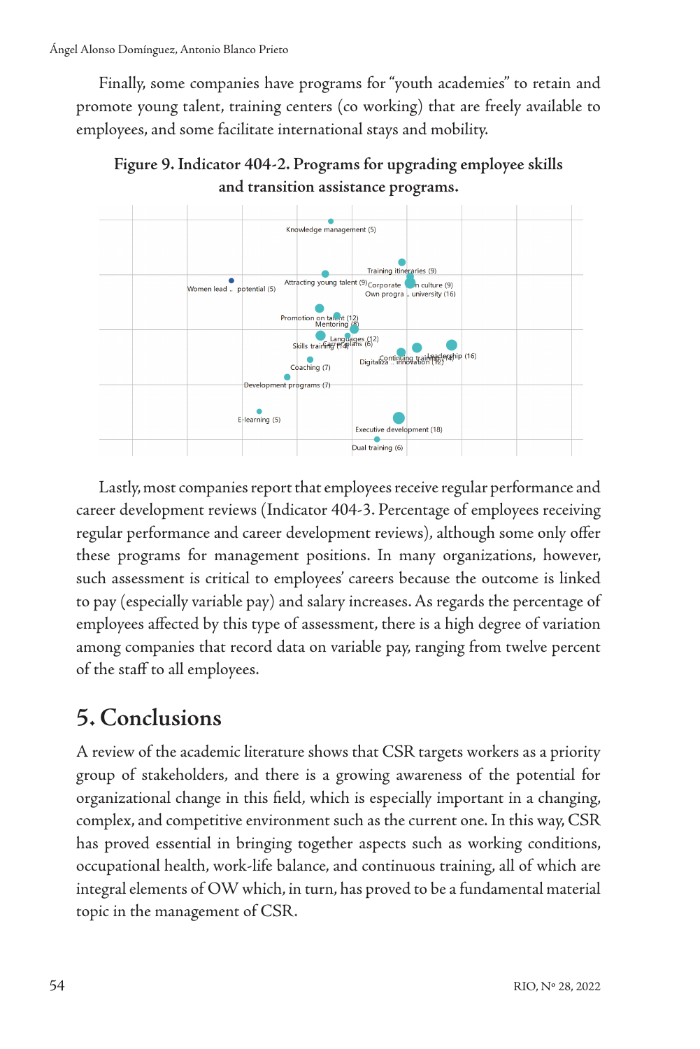Finally, some companies have programs for "youth academies" to retain and promote young talent, training centers (co working) that are freely available to employees, and some facilitate international stays and mobility.

**Figure 9. Indicator 404-2. Programs for upgrading employee skills and transition assistance programs.**

Lastly, most companies report that employees receive regular performance and career development reviews (Indicator 404-3. Percentage of employees receiving regular performance and career development reviews), although some only offer these programs for management positions. In many organizations, however, such assessment is critical to employees' careers because the outcome is linked to pay (especially variable pay) and salary increases. As regards the percentage of employees affected by this type of assessment, there is a high degree of variation among companies that record data on variable pay, ranging from twelve percent of the staff to all employees.

## 5. Conclusions

A review of the academic literature shows that CSR targets workers as a priority group of stakeholders, and there is a growing awareness of the potential for organizational change in this field, which is especially important in a changing, complex, and competitive environment such as the current one. In this way, CSR has proved essential in bringing together aspects such as working conditions, occupational health, work-life balance, and continuous training, all of which are integral elements of OW which, in turn, has proved to be a fundamental material topic in the management of CSR.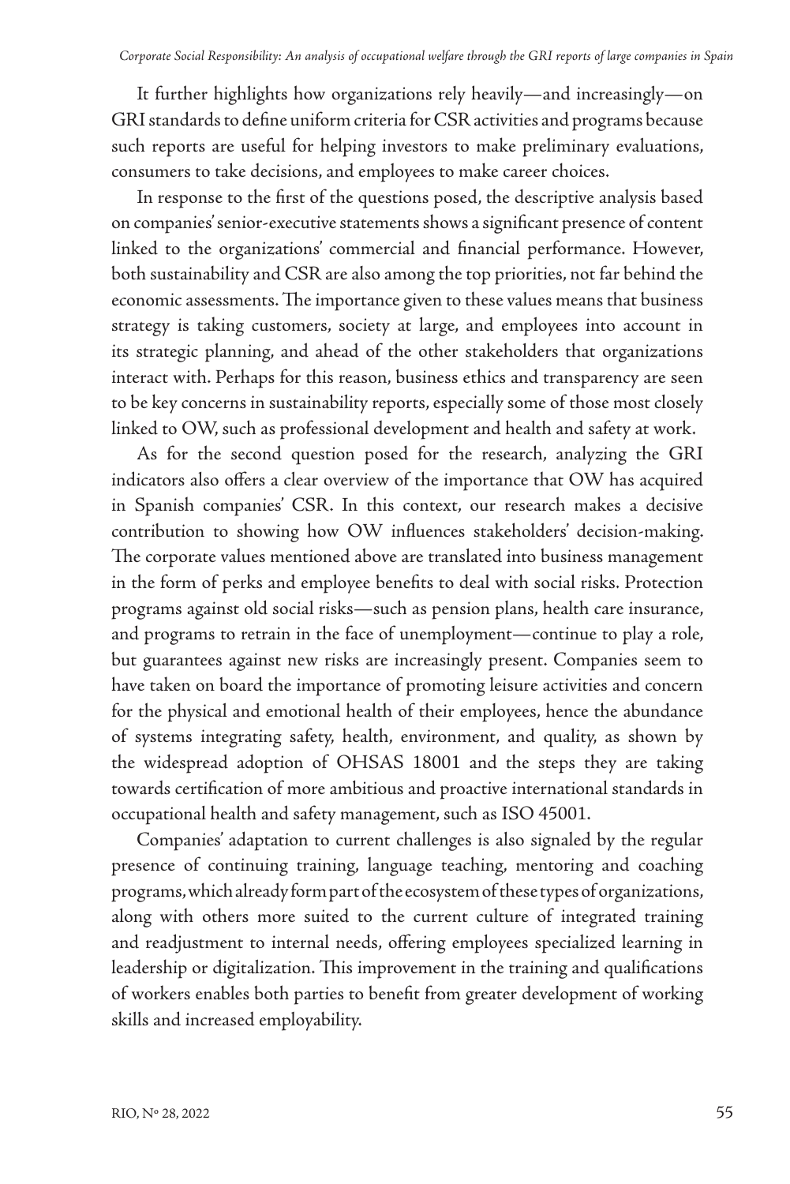It further highlights how organizations rely heavily—and increasingly—on GRI standards to define uniform criteria for CSR activities and programs because such reports are useful for helping investors to make preliminary evaluations, consumers to take decisions, and employees to make career choices.

In response to the first of the questions posed, the descriptive analysis based on companies' senior-executive statements shows a significant presence of content linked to the organizations' commercial and financial performance. However, both sustainability and CSR are also among the top priorities, not far behind the economic assessments. The importance given to these values means that business strategy is taking customers, society at large, and employees into account in its strategic planning, and ahead of the other stakeholders that organizations interact with. Perhaps for this reason, business ethics and transparency are seen to be key concerns in sustainability reports, especially some of those most closely linked to OW, such as professional development and health and safety at work.

As for the second question posed for the research, analyzing the GRI indicators also offers a clear overview of the importance that OW has acquired in Spanish companies' CSR. In this context, our research makes a decisive contribution to showing how OW influences stakeholders' decision-making. The corporate values mentioned above are translated into business management in the form of perks and employee benefits to deal with social risks. Protection programs against old social risks—such as pension plans, health care insurance, and programs to retrain in the face of unemployment—continue to play a role, but guarantees against new risks are increasingly present. Companies seem to have taken on board the importance of promoting leisure activities and concern for the physical and emotional health of their employees, hence the abundance of systems integrating safety, health, environment, and quality, as shown by the widespread adoption of OHSAS 18001 and the steps they are taking towards certification of more ambitious and proactive international standards in occupational health and safety management, such as ISO 45001.

Companies' adaptation to current challenges is also signaled by the regular presence of continuing training, language teaching, mentoring and coaching programs, which already form part of the ecosystem of these types of organizations, along with others more suited to the current culture of integrated training and readjustment to internal needs, offering employees specialized learning in leadership or digitalization. This improvement in the training and qualifications of workers enables both parties to benefit from greater development of working skills and increased employability.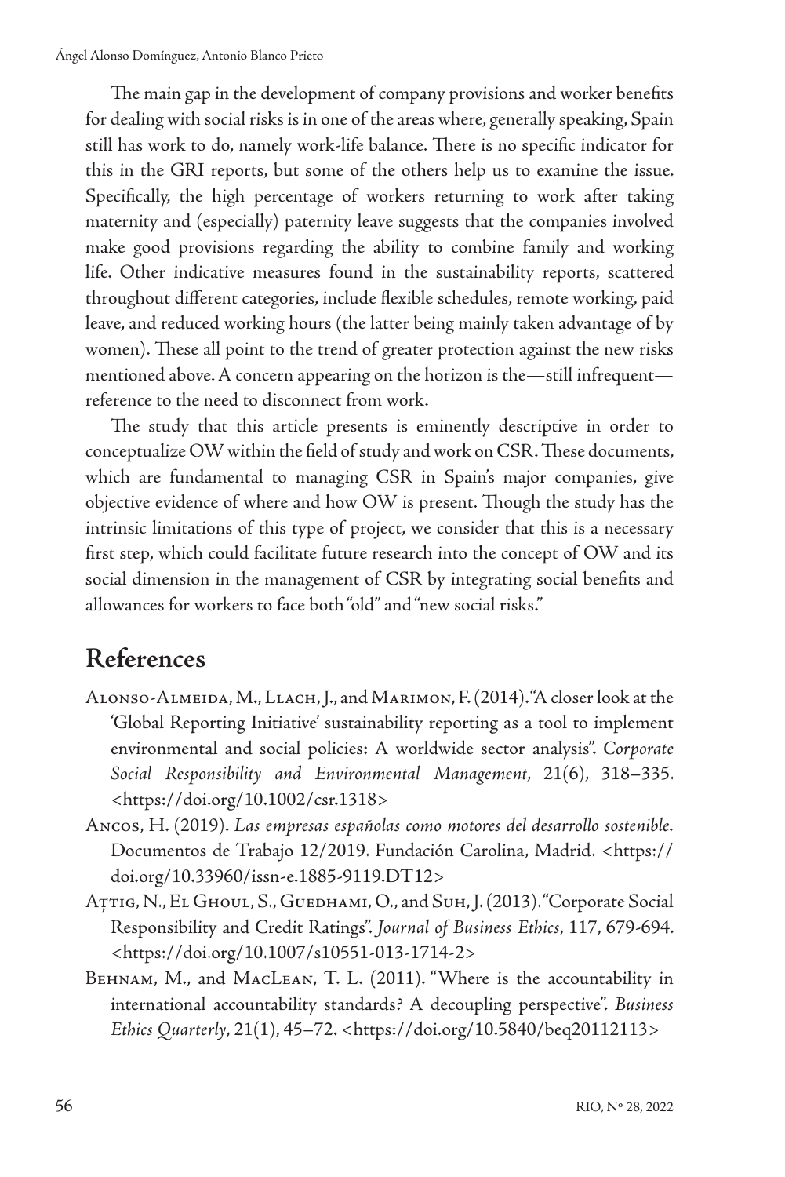The main gap in the development of company provisions and worker benefits for dealing with social risks is in one of the areas where, generally speaking, Spain still has work to do, namely work-life balance. There is no specific indicator for this in the GRI reports, but some of the others help us to examine the issue. Specifically, the high percentage of workers returning to work after taking maternity and (especially) paternity leave suggests that the companies involved make good provisions regarding the ability to combine family and working life. Other indicative measures found in the sustainability reports, scattered throughout different categories, include flexible schedules, remote working, paid leave, and reduced working hours (the latter being mainly taken advantage of by women). These all point to the trend of greater protection against the new risks mentioned above. A concern appearing on the horizon is the—still infrequent—reference to the need to disconnect from work.

The study that this article presents is eminently descriptive in order to conceptualize OW within the field of study and work on CSR. These documents, which are fundamental to managing CSR in Spain's major companies, give objective evidence of where and how OW is present. Though the study has the intrinsic limitations of this type of project, we consider that this is a necessary first step, which could facilitate future research into the concept of OW and its social dimension in the management of CSR by integrating social benefits and allowances for workers to face both "old" and "new social risks."

## References

Alonso-Almeida, M., Llach, J., and Marimon, F. (2014). "A closer look at the 'Global Reporting Initiative' sustainability reporting as a tool to implement environmental and social policies: A worldwide sector analysis". *Corporate Social Responsibility and Environmental Management*, 21(6), 318–335. <https://doi.org/10.1002/csr.1318>

Ancos, H. (2019). *Las empresas españolas como motores del desarrollo sostenible.* Documentos de Trabajo 12/2019. Fundación Carolina, Madrid. <https://doi.org/10.33960/issn-e.1885-9119.DT12>

Aţtig, N., El Ghoul, S., Guedhami, O., and Suh, J. (2013). "Corporate Social Responsibility and Credit Ratings". *Journal of Business Ethics*, 117, 679-694. <https://doi.org/10.1007/s10551-013-1714-2>

Behnam, M., and MacLean, T. L. (2011). "Where is the accountability in international accountability standards? A decoupling perspective". *Business Ethics Quarterly*, 21(1), 45–72. <https://doi.org/10.5840/beq20112113>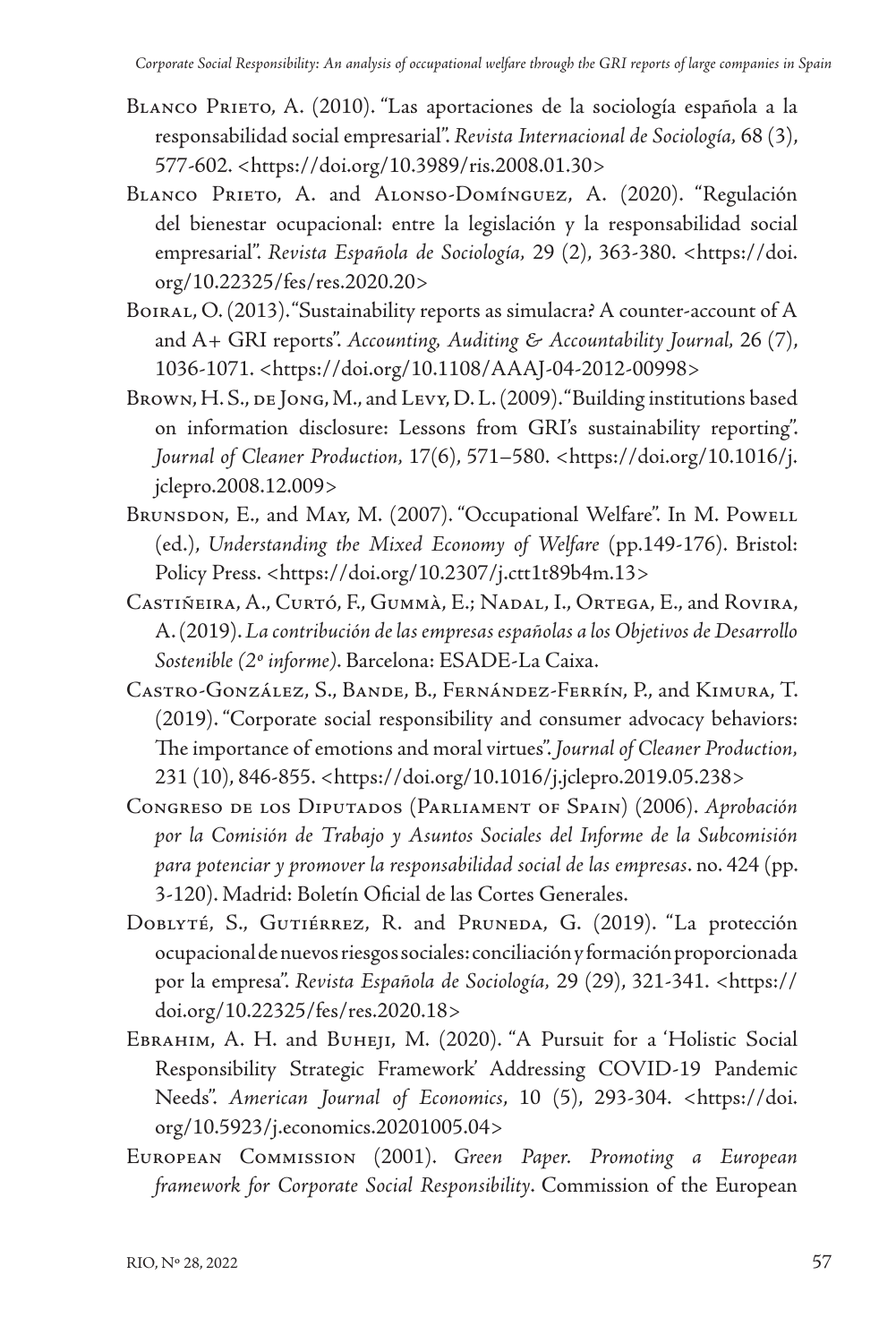Blanco Prieto, A. (2010). "Las aportaciones de la sociología española a la responsabilidad social empresarial". *Revista Internacional de Sociología*, 68 (3), 577-602. <https://doi.org/10.3989/ris.2008.01.30>

Blanco Prieto, A. and Alonso-Domínguez, A. (2020). "Regulación del bienestar ocupacional: entre la legislación y la responsabilidad social empresarial". *Revista Española de Sociología*, 29 (2), 363-380. <https://doi.org/10.22325/fes/res.2020.20>

Boiral, O. (2013). "Sustainability reports as simulacra? A counter-account of A and A+ GRI reports". *Accounting, Auditing & Accountability Journal*, 26 (7), 1036-1071. <https://doi.org/10.1108/AAAJ-04-2012-00998>

Brown, H. S., de Jong, M., and Levy, D. L. (2009). "Building institutions based on information disclosure: Lessons from GRI's sustainability reporting". *Journal of Cleaner Production*, 17(6), 571–580. <https://doi.org/10.1016/j.jclepro.2008.12.009>

Brunsdon, E., and May, M. (2007). "Occupational Welfare". In M. Powell (ed.), *Understanding the Mixed Economy of Welfare* (pp.149-176). Bristol: Policy Press. <https://doi.org/10.2307/j.ctt1t89b4m.13>

Castiñeira, A., Curtó, F., Gummà, E.; Nadal, I., Ortega, E., and Rovira, A. (2019). *La contribución de las empresas españolas a los Objetivos de Desarrollo Sostenible (2º informe)*. Barcelona: ESADE-La Caixa.

Castro-González, S., Bande, B., Fernández-Ferrín, P., and Kimura, T. (2019). "Corporate social responsibility and consumer advocacy behaviors: The importance of emotions and moral virtues". *Journal of Cleaner Production*, 231 (10), 846-855. <https://doi.org/10.1016/j.jclepro.2019.05.238>

Congreso de los Diputados (Parliament of Spain) (2006). *Aprobación por la Comisión de Trabajo y Asuntos Sociales del Informe de la Subcomisión para potenciar y promover la responsabilidad social de las empresas*. no. 424 (pp. 3-120). Madrid: Boletín Oficial de las Cortes Generales.

Doblyté, S., Gutiérrez, R. and Pruneda, G. (2019). "La protección ocupacional de nuevos riesgos sociales: conciliación y formación proporcionada por la empresa". *Revista Española de Sociología*, 29 (29), 321-341. <https://doi.org/10.22325/fes/res.2020.18>

Ebrahim, A. H. and Buheji, M. (2020). "A Pursuit for a 'Holistic Social Responsibility Strategic Framework' Addressing COVID-19 Pandemic Needs". *American Journal of Economics*, 10 (5), 293-304. <https://doi.org/10.5923/j.economics.20201005.04>

European Commission (2001). *Green Paper. Promoting a European framework for Corporate Social Responsibility*. Commission of the European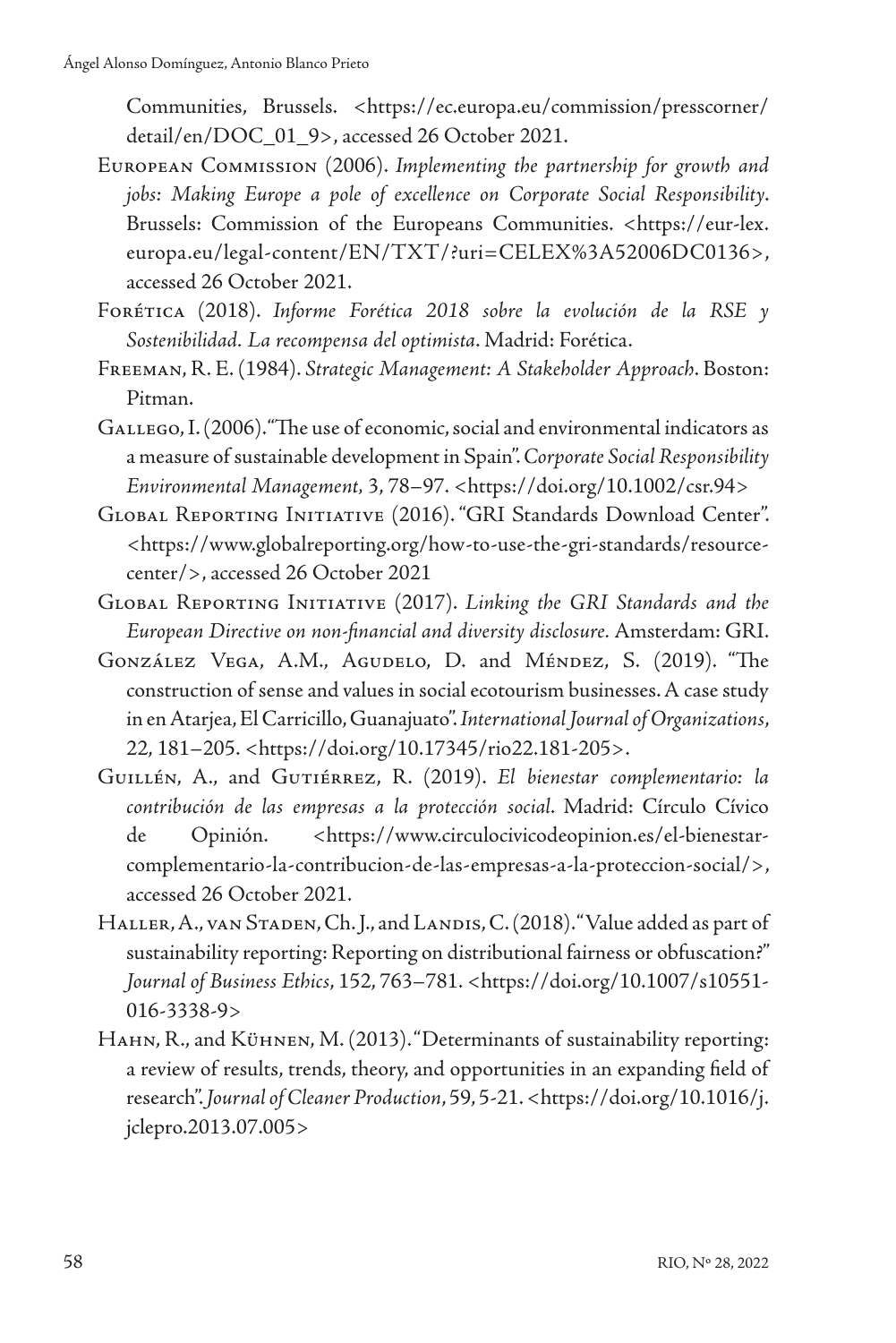Communities, Brussels. <https://ec.europa.eu/commission/presscorner/detail/en/DOC_01_9>, accessed 26 October 2021.

European Commission (2006). *Implementing the partnership for growth and jobs: Making Europe a pole of excellence on Corporate Social Responsibility*. Brussels: Commission of the Europeans Communities. <https://eur-lex.europa.eu/legal-content/EN/TXT/?uri=CELEX%3A52006DC0136>, accessed 26 October 2021.

Forética (2018). *Informe Forética 2018 sobre la evolución de la RSE y Sostenibilidad. La recompensa del optimista*. Madrid: Forética.

Freeman, R. E. (1984). *Strategic Management: A Stakeholder Approach*. Boston: Pitman.

Gallego, I. (2006). "The use of economic, social and environmental indicators as a measure of sustainable development in Spain". *Corporate Social Responsibility Environmental Management*, 3, 78–97. <https://doi.org/10.1002/csr.94>

Global Reporting Initiative (2016). "GRI Standards Download Center". <https://www.globalreporting.org/how-to-use-the-gri-standards/resource-center/>, accessed 26 October 2021

Global Reporting Initiative (2017). *Linking the GRI Standards and the European Directive on non-financial and diversity disclosure*. Amsterdam: GRI.

González Vega, A.M., Agudelo, D. and Méndez, S. (2019). "The construction of sense and values in social ecotourism businesses. A case study in en Atarjea, El Carricillo, Guanajuato". *International Journal of Organizations*, 22, 181–205. <https://doi.org/10.17345/rio22.181-205>.

Guillén, A., and Gutiérrez, R. (2019). *El bienestar complementario: la contribución de las empresas a la protección social*. Madrid: Círculo Cívico de Opinión. <https://www.circulocivicodeopinion.es/el-bienestar-complementario-la-contribucion-de-las-empresas-a-la-proteccion-social/>, accessed 26 October 2021.

Haller, A., van Staden, Ch. J., and Landis, C. (2018). "Value added as part of sustainability reporting: Reporting on distributional fairness or obfuscation?" *Journal of Business Ethics*, 152, 763–781. <https://doi.org/10.1007/s10551-016-3338-9>

Hahn, R., and Kühnen, M. (2013). "Determinants of sustainability reporting: a review of results, trends, theory, and opportunities in an expanding field of research". *Journal of Cleaner Production*, 59, 5-21. <https://doi.org/10.1016/j.jclepro.2013.07.005>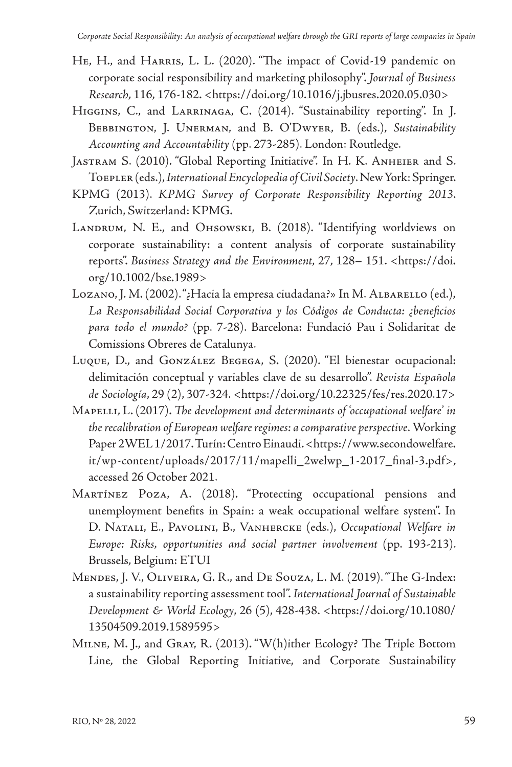He, H., and Harris, L. L. (2020). "The impact of Covid-19 pandemic on corporate social responsibility and marketing philosophy". *Journal of Business Research*, 116, 176-182. <https://doi.org/10.1016/j.jbusres.2020.05.030>

Higgins, C., and Larrinaga, C. (2014). "Sustainability reporting". In J. Bebbington, J. Unerman, and B. O'Dwyer, B. (eds.), *Sustainability Accounting and Accountability* (pp. 273-285). London: Routledge.

Jastram S. (2010). "Global Reporting Initiative". In H. K. Anheier and S. Toepler (eds.), *International Encyclopedia of Civil Society*. New York: Springer.

KPMG (2013). *KPMG Survey of Corporate Responsibility Reporting 2013*. Zurich, Switzerland: KPMG.

Landrum, N. E., and Ohsowski, B. (2018). "Identifying worldviews on corporate sustainability: a content analysis of corporate sustainability reports". *Business Strategy and the Environment*, 27, 128– 151. <https://doi.org/10.1002/bse.1989>

Lozano, J. M. (2002). "¿Hacia la empresa ciudadana?» In M. Albarello (ed.), *La Responsabilidad Social Corporativa y los Códigos de Conducta: ¿beneficios para todo el mundo?* (pp. 7-28). Barcelona: Fundació Pau i Solidaritat de Comissions Obreres de Catalunya.

Luque, D., and González Begega, S. (2020). "El bienestar ocupacional: delimitación conceptual y variables clave de su desarrollo". *Revista Española de Sociología*, 29 (2), 307-324. <https://doi.org/10.22325/fes/res.2020.17>

Mapelli, L. (2017). *The development and determinants of 'occupational welfare' in the recalibration of European welfare regimes: a comparative perspective*. Working Paper 2WEL 1/2017. Turín: Centro Einaudi. <https://www.secondowelfare.it/wp-content/uploads/2017/11/mapelli_2welwp_1-2017_final-3.pdf>, accessed 26 October 2021.

Martínez Poza, A. (2018). "Protecting occupational pensions and unemployment benefits in Spain: a weak occupational welfare system". In D. Natali, E., Pavolini, B., Vanhercke (eds.), *Occupational Welfare in Europe: Risks, opportunities and social partner involvement* (pp. 193-213). Brussels, Belgium: ETUI

Mendes, J. V., Oliveira, G. R., and De Souza, L. M. (2019). "The G-Index: a sustainability reporting assessment tool". *International Journal of Sustainable Development & World Ecology*, 26 (5), 428-438. <https://doi.org/10.1080/13504509.2019.1589595>

Milne, M. J., and Gray, R. (2013). "W(h)ither Ecology? The Triple Bottom Line, the Global Reporting Initiative, and Corporate Sustainability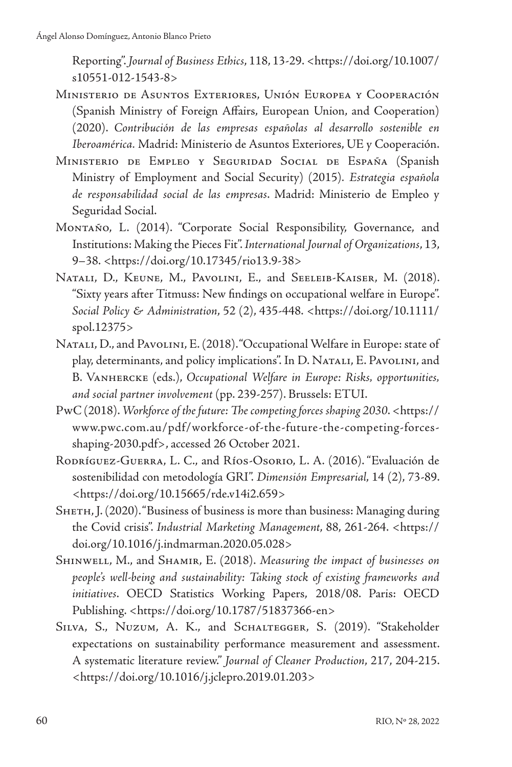Reporting". *Journal of Business Ethics*, 118, 13-29. <https://doi.org/10.1007/s10551-012-1543-8>

Ministerio de Asuntos Exteriores, Unión Europea y Cooperación (Spanish Ministry of Foreign Affairs, European Union, and Cooperation) (2020). *Contribución de las empresas españolas al desarrollo sostenible en Iberoamérica*. Madrid: Ministerio de Asuntos Exteriores, UE y Cooperación.

Ministerio de Empleo y Seguridad Social de España (Spanish Ministry of Employment and Social Security) (2015). *Estrategia española de responsabilidad social de las empresas*. Madrid: Ministerio de Empleo y Seguridad Social.

Montaño, L. (2014). "Corporate Social Responsibility, Governance, and Institutions: Making the Pieces Fit". *International Journal of Organizations*, 13, 9–38. <https://doi.org/10.17345/rio13.9-38>

Natali, D., Keune, M., Pavolini, E., and Seeleib-Kaiser, M. (2018). "Sixty years after Titmuss: New findings on occupational welfare in Europe". *Social Policy & Administration*, 52 (2), 435-448. <https://doi.org/10.1111/spol.12375>

Natali, D., and Pavolini, E. (2018). "Occupational Welfare in Europe: state of play, determinants, and policy implications". In D. Natali, E. Pavolini, and B. Vanhercke (eds.), *Occupational Welfare in Europe: Risks, opportunities, and social partner involvement* (pp. 239-257). Brussels: ETUI.

PwC (2018). *Workforce of the future: The competing forces shaping 2030*. <https://www.pwc.com.au/pdf/workforce-of-the-future-the-competing-forces-shaping-2030.pdf>, accessed 26 October 2021.

Rodríguez-Guerra, L. C., and Ríos-Osorio, L. A. (2016). "Evaluación de sostenibilidad con metodología GRI". *Dimensión Empresarial*, 14 (2), 73-89. <https://doi.org/10.15665/rde.v14i2.659>

Sheth, J. (2020). "Business of business is more than business: Managing during the Covid crisis". *Industrial Marketing Management*, 88, 261-264. <https://doi.org/10.1016/j.indmarman.2020.05.028>

Shinwell, M., and Shamir, E. (2018). *Measuring the impact of businesses on people's well-being and sustainability: Taking stock of existing frameworks and initiatives*. OECD Statistics Working Papers, 2018/08. Paris: OECD Publishing. <https://doi.org/10.1787/51837366-en>

Silva, S., Nuzum, A. K., and Schaltegger, S. (2019). "Stakeholder expectations on sustainability performance measurement and assessment. A systematic literature review." *Journal of Cleaner Production*, 217, 204-215. <https://doi.org/10.1016/j.jclepro.2019.01.203>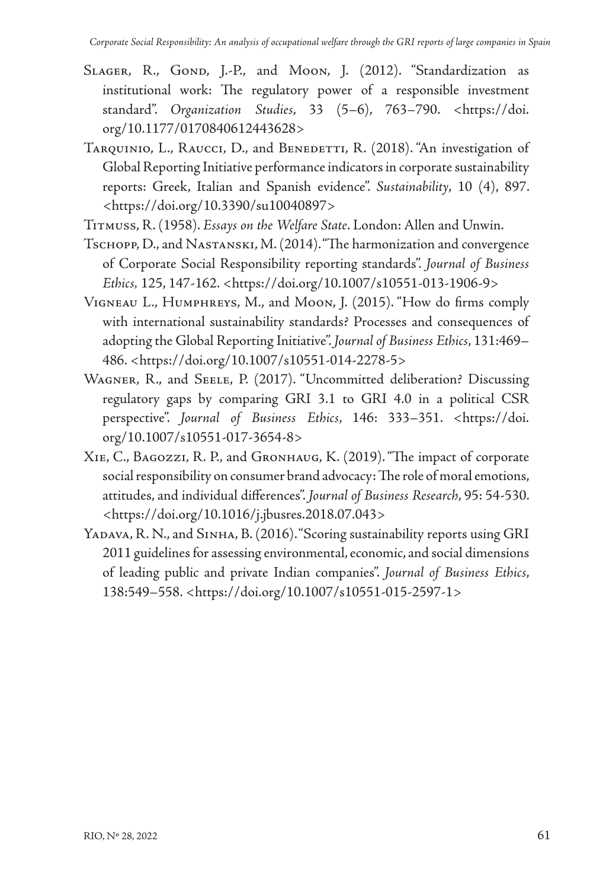Slager, R., Gond, J.-P., and Moon, J. (2012). "Standardization as institutional work: The regulatory power of a responsible investment standard". *Organization Studies*, 33 (5–6), 763–790. <https://doi.org/10.1177/0170840612443628>

Tarquinio, L., Raucci, D., and Benedetti, R. (2018). "An investigation of Global Reporting Initiative performance indicators in corporate sustainability reports: Greek, Italian and Spanish evidence". *Sustainability*, 10 (4), 897. <https://doi.org/10.3390/su10040897>

Titmuss, R. (1958). *Essays on the Welfare State*. London: Allen and Unwin.

Tschopp, D., and Nastanski, M. (2014). "The harmonization and convergence of Corporate Social Responsibility reporting standards". *Journal of Business Ethics,* 125, 147-162. <https://doi.org/10.1007/s10551-013-1906-9>

Vigneau L., Humphreys, M., and Moon, J. (2015). "How do firms comply with international sustainability standards? Processes and consequences of adopting the Global Reporting Initiative". *Journal of Business Ethics*, 131:469–486. <https://doi.org/10.1007/s10551-014-2278-5>

Wagner, R., and Seele, P. (2017). "Uncommitted deliberation? Discussing regulatory gaps by comparing GRI 3.1 to GRI 4.0 in a political CSR perspective". *Journal of Business Ethics*, 146: 333–351. <https://doi.org/10.1007/s10551-017-3654-8>

Xie, C., Bagozzi, R. P., and Gronhaug, K. (2019). "The impact of corporate social responsibility on consumer brand advocacy: The role of moral emotions, attitudes, and individual differences". *Journal of Business Research*, 95: 54-530. <https://doi.org/10.1016/j.jbusres.2018.07.043>

Yadava, R. N., and Sinha, B. (2016). "Scoring sustainability reports using GRI 2011 guidelines for assessing environmental, economic, and social dimensions of leading public and private Indian companies". *Journal of Business Ethics*, 138:549–558. <https://doi.org/10.1007/s10551-015-2597-1>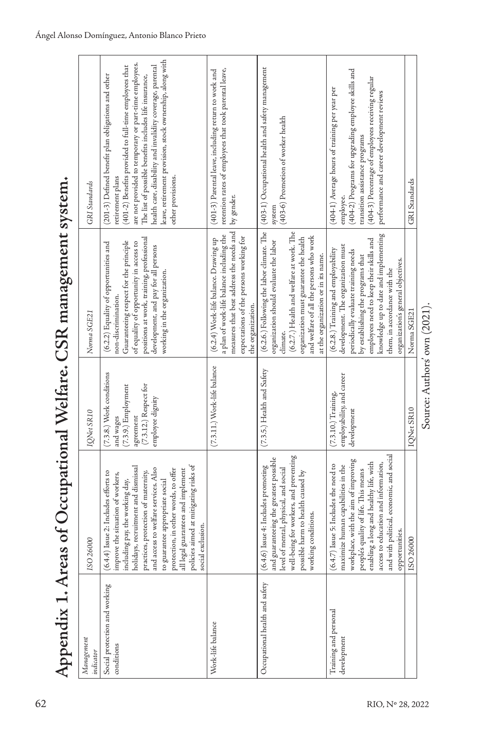# Appendix 1. Areas of Occupational Welfare. CSR management system.

| *Management indicator* | *ISO 26000* | *IQNet SR10* | *Norma SGE21* | *GRI Standards* |
|---|---|---|---|---|
| Social protection and working conditions | (6.4.4) Issue 2: Includes efforts to improve the situation of workers, including pay, the working day, holidays, recruitment and dismissal practices, protection of maternity, and access to welfare services. Also to guarantee appropriate social protection, in other words, to offer all legal guarantees and implement policies aimed at mitigating risks of social exclusion. | (7.3.8.) Work conditions and wages<br>(7.3.9.) Employment agreement<br>(7.3.12.) Respect for employee dignity | (6.2.2) Equality of opportunities and non-discrimination. Guaranteeing respect for the principle of equality of opportunity in access to positions at work, training, professional development, and pay for all persons working in the organization. | (201-3) Defined benefit plan obligations and other retirement plans<br>(401-2) Benefits provided to full-time employees that are not provided to temporary or part-time employees. The list of possible benefits includes life insurance, health care, disability and invalidity coverage, parental leave, retirement provision, stock ownership, along with other provisions. |
| Work-life balance | | (7.3.11.) Work-life balance | (6.2.4) Work-life balance. Drawing up a plan of work-life balance including the measures that best address the needs and expectations of the persons working for the organization. | (401-3) Parental leave, including return to work and retention rates of employees that took parental leave, by gender. |
| Occupational health and safety | (6.4.6) Issue 4: Includes promoting and guaranteeing the greatest possible level of mental, physical, and social well-being for workers, and preventing possible harm to health caused by working conditions. | (7.3.5.) Health and Safety | (6.2.6.) Following the labor climate. The organization should evaluate the labor climate.<br>(6.2.7.) Health and welfare at work. The organization must guarantee the health and welfare of all the persons who work at the organization or in its name. | (403-1) Occupational health and safety management system<br>(403-6) Promotion of worker health |
| Training and personal development | (6.4.7) Issue 5: Includes the need to maximize human capabilities in the workplace, with the aim of improving people's quality of life. This means enabling a long and healthy life, with access to education and information, and with political, economic, and social opportunities. | (7.3.10.) Training, employability, and career development | (6.2.8.) Training and employability development. The organization must periodically evaluate training needs by establishing the programs that employees need to keep their skills and knowledge up to date and implementing them, in accordance with the organization's general objectives. | (404-1) Average hours of training per year per employee.<br>(404-2) Programs for upgrading employee skills and transition assistance programs<br>(404-3) Percentage of employees receiving regular performance and career development reviews |
| | ISO 26000 | IQNet SR10 | Norma SGE21 | GRI Standards |

Source: Authors' own (2021).